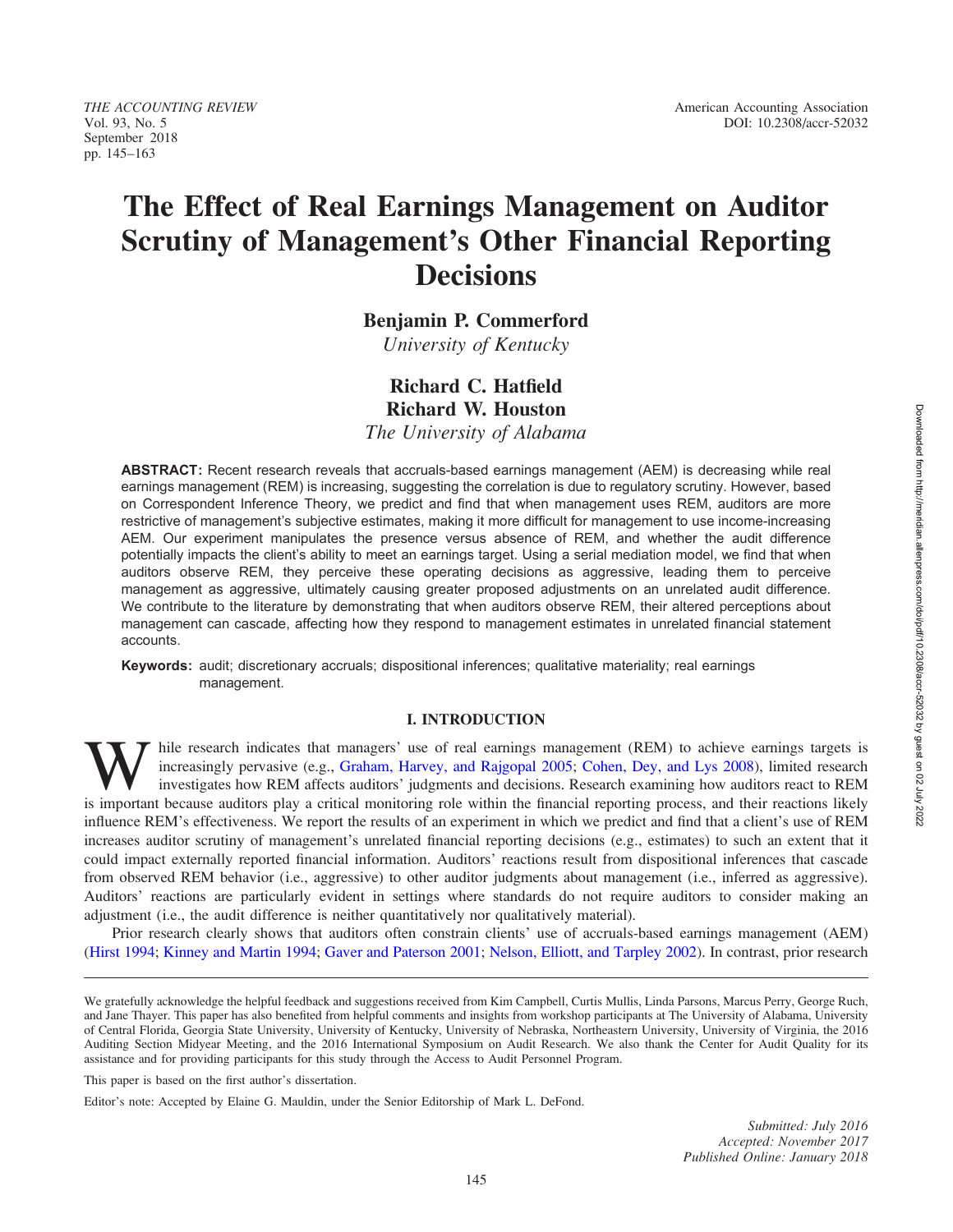# The Effect of Real Earnings Management on Auditor Scrutiny of Management's Other Financial Reporting Decisions

**Benjamin P. Commerford**
*University of Kentucky*

**Richard C. Hatfield**
**Richard W. Houston**
*The University of Alabama*

**ABSTRACT:** Recent research reveals that accruals-based earnings management (AEM) is decreasing while real earnings management (REM) is increasing, suggesting the correlation is due to regulatory scrutiny. However, based on Correspondent Inference Theory, we predict and find that when management uses REM, auditors are more restrictive of management's subjective estimates, making it more difficult for management to use income-increasing AEM. Our experiment manipulates the presence versus absence of REM, and whether the audit difference potentially impacts the client's ability to meet an earnings target. Using a serial mediation model, we find that when auditors observe REM, they perceive these operating decisions as aggressive, leading them to perceive management as aggressive, ultimately causing greater proposed adjustments on an unrelated audit difference. We contribute to the literature by demonstrating that when auditors observe REM, their altered perceptions about management can cascade, affecting how they respond to management estimates in unrelated financial statement accounts.

**Keywords:** audit; discretionary accruals; dispositional inferences; qualitative materiality; real earnings management.

## I. INTRODUCTION

While research indicates that managers' use of real earnings management (REM) to achieve earnings targets is increasingly pervasive (e.g., Graham, Harvey, and Rajgopal 2005; Cohen, Dey, and Lys 2008), limited research investigates how REM affects auditors' judgments and decisions. Research examining how auditors react to REM is important because auditors play a critical monitoring role within the financial reporting process, and their reactions likely influence REM's effectiveness. We report the results of an experiment in which we predict and find that a client's use of REM increases auditor scrutiny of management's unrelated financial reporting decisions (e.g., estimates) to such an extent that it could impact externally reported financial information. Auditors' reactions result from dispositional inferences that cascade from observed REM behavior (i.e., aggressive) to other auditor judgments about management (i.e., inferred as aggressive). Auditors' reactions are particularly evident in settings where standards do not require auditors to consider making an adjustment (i.e., the audit difference is neither quantitatively nor qualitatively material).

Prior research clearly shows that auditors often constrain clients' use of accruals-based earnings management (AEM) (Hirst 1994; Kinney and Martin 1994; Gaver and Paterson 2001; Nelson, Elliott, and Tarpley 2002). In contrast, prior research

---

We gratefully acknowledge the helpful feedback and suggestions received from Kim Campbell, Curtis Mullis, Linda Parsons, Marcus Perry, George Ruch, and Jane Thayer. This paper has also benefited from helpful comments and insights from workshop participants at The University of Alabama, University of Central Florida, Georgia State University, University of Kentucky, University of Nebraska, Northeastern University, University of Virginia, the 2016 Auditing Section Midyear Meeting, and the 2016 International Symposium on Audit Research. We also thank the Center for Audit Quality for its assistance and for providing participants for this study through the Access to Audit Personnel Program.

This paper is based on the first author's dissertation.

Editor's note: Accepted by Elaine G. Mauldin, under the Senior Editorship of Mark L. DeFond.

*Submitted: July 2016*
*Accepted: November 2017*
*Published Online: January 2018*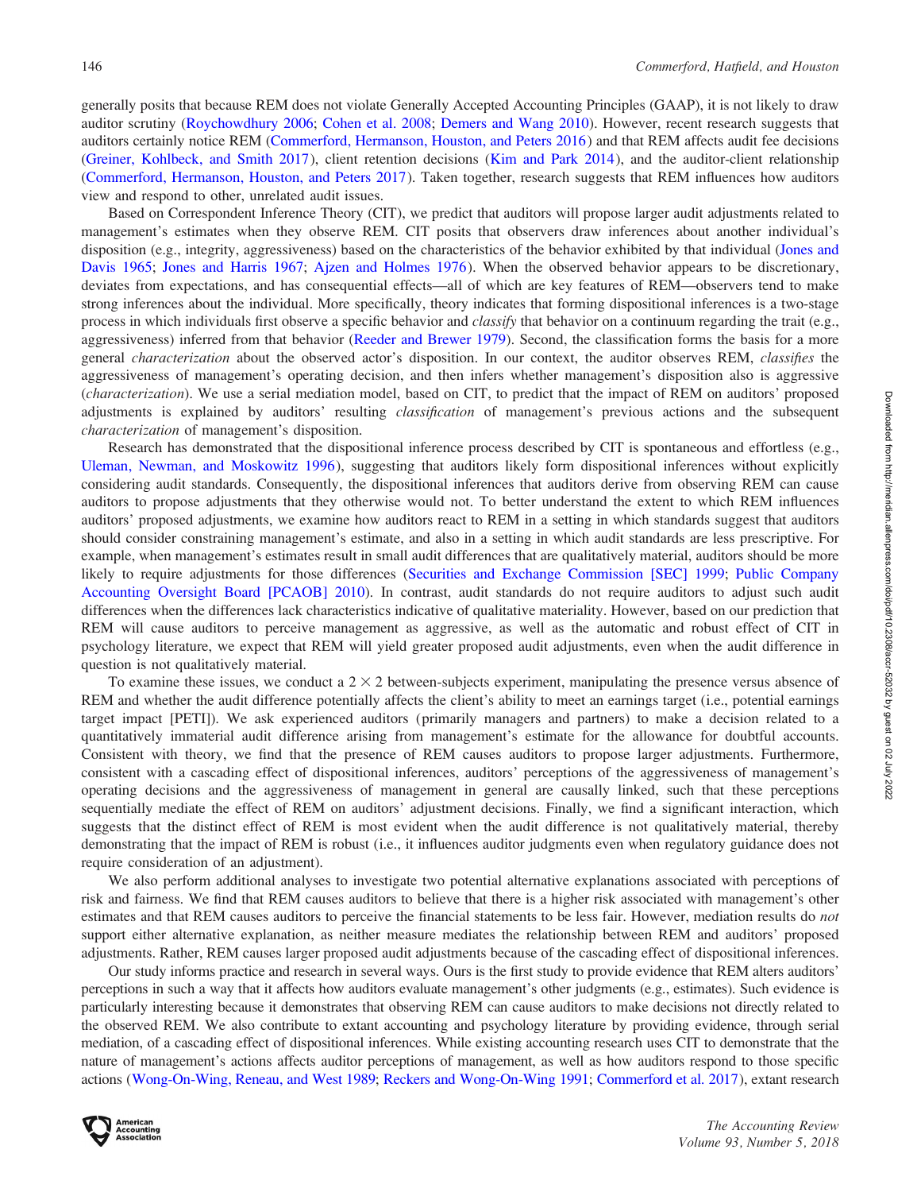generally posits that because REM does not violate Generally Accepted Accounting Principles (GAAP), it is not likely to draw auditor scrutiny (Roychowdhury 2006; Cohen et al. 2008; Demers and Wang 2010). However, recent research suggests that auditors certainly notice REM (Commerford, Hermanson, Houston, and Peters 2016) and that REM affects audit fee decisions (Greiner, Kohlbeck, and Smith 2017), client retention decisions (Kim and Park 2014), and the auditor-client relationship (Commerford, Hermanson, Houston, and Peters 2017). Taken together, research suggests that REM influences how auditors view and respond to other, unrelated audit issues.

Based on Correspondent Inference Theory (CIT), we predict that auditors will propose larger audit adjustments related to management's estimates when they observe REM. CIT posits that observers draw inferences about another individual's disposition (e.g., integrity, aggressiveness) based on the characteristics of the behavior exhibited by that individual (Jones and Davis 1965; Jones and Harris 1967; Ajzen and Holmes 1976). When the observed behavior appears to be discretionary, deviates from expectations, and has consequential effects—all of which are key features of REM—observers tend to make strong inferences about the individual. More specifically, theory indicates that forming dispositional inferences is a two-stage process in which individuals first observe a specific behavior and *classify* that behavior on a continuum regarding the trait (e.g., aggressiveness) inferred from that behavior (Reeder and Brewer 1979). Second, the classification forms the basis for a more general *characterization* about the observed actor's disposition. In our context, the auditor observes REM, *classifies* the aggressiveness of management's operating decision, and then infers whether management's disposition also is aggressive (*characterization*). We use a serial mediation model, based on CIT, to predict that the impact of REM on auditors' proposed adjustments is explained by auditors' resulting *classification* of management's previous actions and the subsequent *characterization* of management's disposition.

Research has demonstrated that the dispositional inference process described by CIT is spontaneous and effortless (e.g., Uleman, Newman, and Moskowitz 1996), suggesting that auditors likely form dispositional inferences without explicitly considering audit standards. Consequently, the dispositional inferences that auditors derive from observing REM can cause auditors to propose adjustments that they otherwise would not. To better understand the extent to which REM influences auditors' proposed adjustments, we examine how auditors react to REM in a setting in which standards suggest that auditors should consider constraining management's estimate, and also in a setting in which audit standards are less prescriptive. For example, when management's estimates result in small audit differences that are qualitatively material, auditors should be more likely to require adjustments for those differences (Securities and Exchange Commission [SEC] 1999; Public Company Accounting Oversight Board [PCAOB] 2010). In contrast, audit standards do not require auditors to adjust such audit differences when the differences lack characteristics indicative of qualitative materiality. However, based on our prediction that REM will cause auditors to perceive management as aggressive, as well as the automatic and robust effect of CIT in psychology literature, we expect that REM will yield greater proposed audit adjustments, even when the audit difference in question is not qualitatively material.

To examine these issues, we conduct a $2 \times 2$ between-subjects experiment, manipulating the presence versus absence of REM and whether the audit difference potentially affects the client's ability to meet an earnings target (i.e., potential earnings target impact [PETI]). We ask experienced auditors (primarily managers and partners) to make a decision related to a quantitatively immaterial audit difference arising from management's estimate for the allowance for doubtful accounts. Consistent with theory, we find that the presence of REM causes auditors to propose larger adjustments. Furthermore, consistent with a cascading effect of dispositional inferences, auditors' perceptions of the aggressiveness of management's operating decisions and the aggressiveness of management in general are causally linked, such that these perceptions sequentially mediate the effect of REM on auditors' adjustment decisions. Finally, we find a significant interaction, which suggests that the distinct effect of REM is most evident when the audit difference is not qualitatively material, thereby demonstrating that the impact of REM is robust (i.e., it influences auditor judgments even when regulatory guidance does not require consideration of an adjustment).

We also perform additional analyses to investigate two potential alternative explanations associated with perceptions of risk and fairness. We find that REM causes auditors to believe that there is a higher risk associated with management's other estimates and that REM causes auditors to perceive the financial statements to be less fair. However, mediation results do *not* support either alternative explanation, as neither measure mediates the relationship between REM and auditors' proposed adjustments. Rather, REM causes larger proposed audit adjustments because of the cascading effect of dispositional inferences.

Our study informs practice and research in several ways. Ours is the first study to provide evidence that REM alters auditors' perceptions in such a way that it affects how auditors evaluate management's other judgments (e.g., estimates). Such evidence is particularly interesting because it demonstrates that observing REM can cause auditors to make decisions not directly related to the observed REM. We also contribute to extant accounting and psychology literature by providing evidence, through serial mediation, of a cascading effect of dispositional inferences. While existing accounting research uses CIT to demonstrate that the nature of management's actions affects auditor perceptions of management, as well as how auditors respond to those specific actions (Wong-On-Wing, Reneau, and West 1989; Reckers and Wong-On-Wing 1991; Commerford et al. 2017), extant research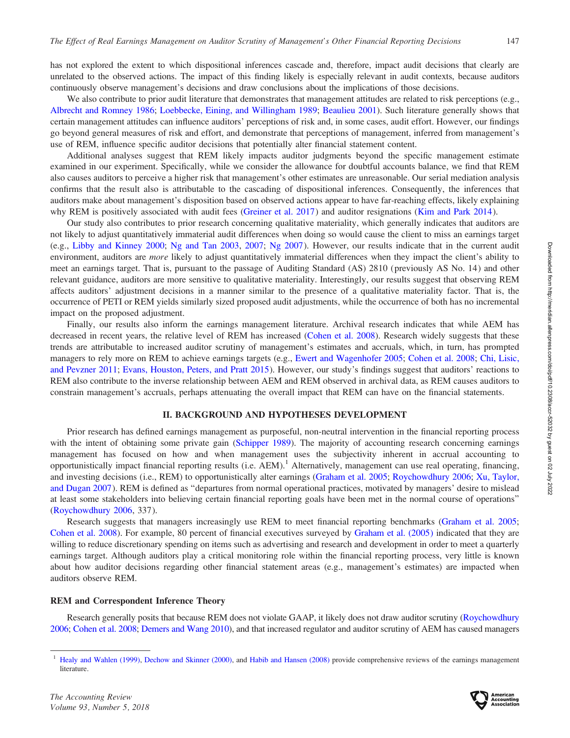has not explored the extent to which dispositional inferences cascade and, therefore, impact audit decisions that clearly are unrelated to the observed actions. The impact of this finding likely is especially relevant in audit contexts, because auditors continuously observe management's decisions and draw conclusions about the implications of those decisions.

We also contribute to prior audit literature that demonstrates that management attitudes are related to risk perceptions (e.g., Albrecht and Romney 1986; Loebbecke, Eining, and Willingham 1989; Beaulieu 2001). Such literature generally shows that certain management attitudes can influence auditors' perceptions of risk and, in some cases, audit effort. However, our findings go beyond general measures of risk and effort, and demonstrate that perceptions of management, inferred from management's use of REM, influence specific auditor decisions that potentially alter financial statement content.

Additional analyses suggest that REM likely impacts auditor judgments beyond the specific management estimate examined in our experiment. Specifically, while we consider the allowance for doubtful accounts balance, we find that REM also causes auditors to perceive a higher risk that management's other estimates are unreasonable. Our serial mediation analysis confirms that the result also is attributable to the cascading of dispositional inferences. Consequently, the inferences that auditors make about management's disposition based on observed actions appear to have far-reaching effects, likely explaining why REM is positively associated with audit fees (Greiner et al. 2017) and auditor resignations (Kim and Park 2014).

Our study also contributes to prior research concerning qualitative materiality, which generally indicates that auditors are not likely to adjust quantitatively immaterial audit differences when doing so would cause the client to miss an earnings target (e.g., Libby and Kinney 2000; Ng and Tan 2003, 2007; Ng 2007). However, our results indicate that in the current audit environment, auditors are *more* likely to adjust quantitatively immaterial differences when they impact the client's ability to meet an earnings target. That is, pursuant to the passage of Auditing Standard (AS) 2810 (previously AS No. 14) and other relevant guidance, auditors are more sensitive to qualitative materiality. Interestingly, our results suggest that observing REM affects auditors' adjustment decisions in a manner similar to the presence of a qualitative materiality factor. That is, the occurrence of PETI or REM yields similarly sized proposed audit adjustments, while the occurrence of both has no incremental impact on the proposed adjustment.

Finally, our results also inform the earnings management literature. Archival research indicates that while AEM has decreased in recent years, the relative level of REM has increased (Cohen et al. 2008). Research widely suggests that these trends are attributable to increased auditor scrutiny of management's estimates and accruals, which, in turn, has prompted managers to rely more on REM to achieve earnings targets (e.g., Ewert and Wagenhofer 2005; Cohen et al. 2008; Chi, Lisic, and Pevzner 2011; Evans, Houston, Peters, and Pratt 2015). However, our study's findings suggest that auditors' reactions to REM also contribute to the inverse relationship between AEM and REM observed in archival data, as REM causes auditors to constrain management's accruals, perhaps attenuating the overall impact that REM can have on the financial statements.

## II. BACKGROUND AND HYPOTHESES DEVELOPMENT

Prior research has defined earnings management as purposeful, non-neutral intervention in the financial reporting process with the intent of obtaining some private gain (Schipper 1989). The majority of accounting research concerning earnings management has focused on how and when management uses the subjectivity inherent in accrual accounting to opportunistically impact financial reporting results (i.e. AEM).[1] Alternatively, management can use real operating, financing, and investing decisions (i.e., REM) to opportunistically alter earnings (Graham et al. 2005; Roychowdhury 2006; Xu, Taylor, and Dugan 2007). REM is defined as "departures from normal operational practices, motivated by managers' desire to mislead at least some stakeholders into believing certain financial reporting goals have been met in the normal course of operations" (Roychowdhury 2006, 337).

Research suggests that managers increasingly use REM to meet financial reporting benchmarks (Graham et al. 2005; Cohen et al. 2008). For example, 80 percent of financial executives surveyed by Graham et al. (2005) indicated that they are willing to reduce discretionary spending on items such as advertising and research and development in order to meet a quarterly earnings target. Although auditors play a critical monitoring role within the financial reporting process, very little is known about how auditor decisions regarding other financial statement areas (e.g., management's estimates) are impacted when auditors observe REM.

### REM and Correspondent Inference Theory

Research generally posits that because REM does not violate GAAP, it likely does not draw auditor scrutiny (Roychowdhury 2006; Cohen et al. 2008; Demers and Wang 2010), and that increased regulator and auditor scrutiny of AEM has caused managers

[1] Healy and Wahlen (1999), Dechow and Skinner (2000), and Habib and Hansen (2008) provide comprehensive reviews of the earnings management literature.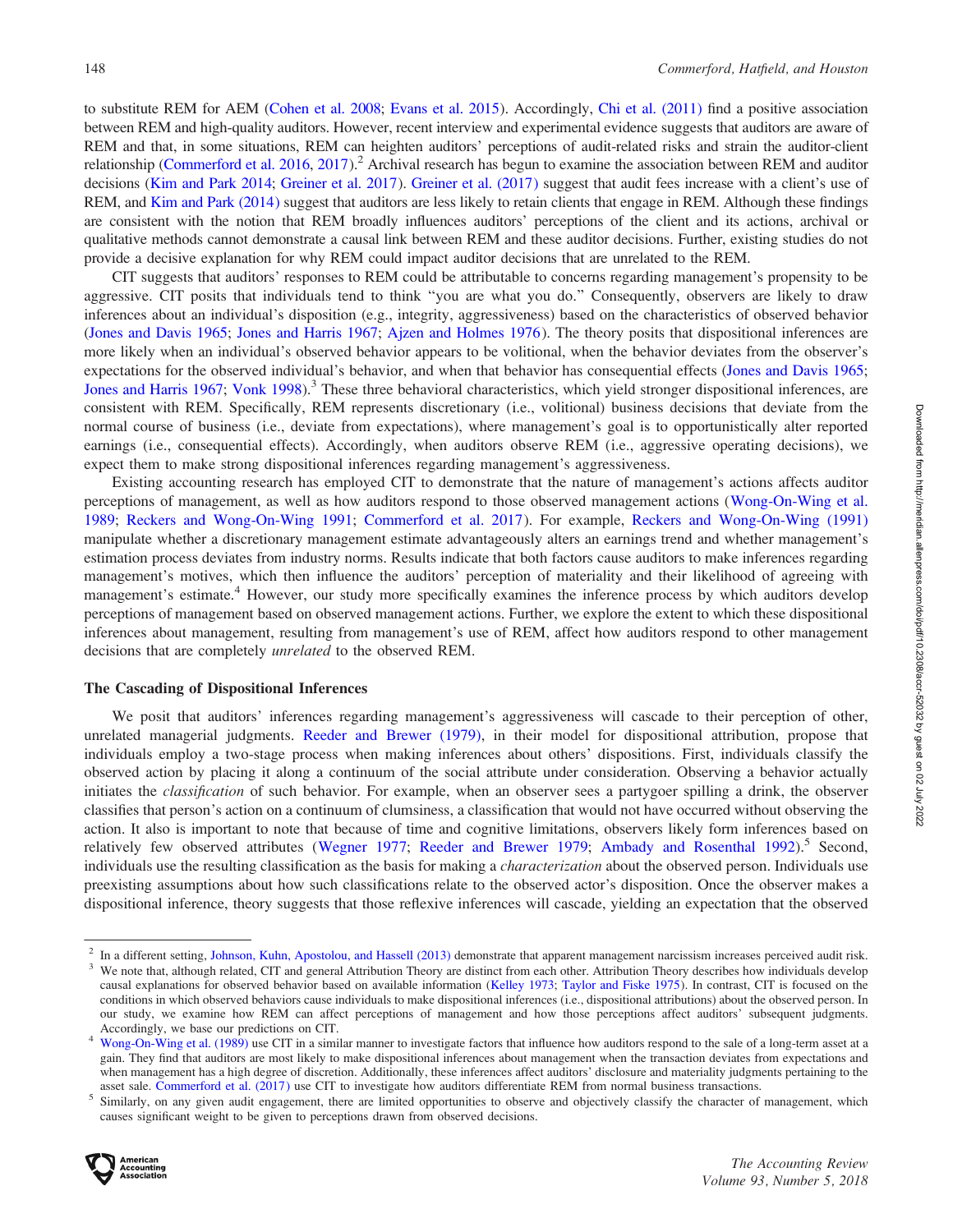to substitute REM for AEM (Cohen et al. 2008; Evans et al. 2015). Accordingly, Chi et al. (2011) find a positive association between REM and high-quality auditors. However, recent interview and experimental evidence suggests that auditors are aware of REM and that, in some situations, REM can heighten auditors' perceptions of audit-related risks and strain the auditor-client relationship (Commerford et al. 2016, 2017).[2] Archival research has begun to examine the association between REM and auditor decisions (Kim and Park 2014; Greiner et al. 2017). Greiner et al. (2017) suggest that audit fees increase with a client's use of REM, and Kim and Park (2014) suggest that auditors are less likely to retain clients that engage in REM. Although these findings are consistent with the notion that REM broadly influences auditors' perceptions of the client and its actions, archival or qualitative methods cannot demonstrate a causal link between REM and these auditor decisions. Further, existing studies do not provide a decisive explanation for why REM could impact auditor decisions that are unrelated to the REM.

CIT suggests that auditors' responses to REM could be attributable to concerns regarding management's propensity to be aggressive. CIT posits that individuals tend to think "you are what you do." Consequently, observers are likely to draw inferences about an individual's disposition (e.g., integrity, aggressiveness) based on the characteristics of observed behavior (Jones and Davis 1965; Jones and Harris 1967; Ajzen and Holmes 1976). The theory posits that dispositional inferences are more likely when an individual's observed behavior appears to be volitional, when the behavior deviates from the observer's expectations for the observed individual's behavior, and when that behavior has consequential effects (Jones and Davis 1965; Jones and Harris 1967; Vonk 1998).[3] These three behavioral characteristics, which yield stronger dispositional inferences, are consistent with REM. Specifically, REM represents discretionary (i.e., volitional) business decisions that deviate from the normal course of business (i.e., deviate from expectations), where management's goal is to opportunistically alter reported earnings (i.e., consequential effects). Accordingly, when auditors observe REM (i.e., aggressive operating decisions), we expect them to make strong dispositional inferences regarding management's aggressiveness.

Existing accounting research has employed CIT to demonstrate that the nature of management's actions affects auditor perceptions of management, as well as how auditors respond to those observed management actions (Wong-On-Wing et al. 1989; Reckers and Wong-On-Wing 1991; Commerford et al. 2017). For example, Reckers and Wong-On-Wing (1991) manipulate whether a discretionary management estimate advantageously alters an earnings trend and whether management's estimation process deviates from industry norms. Results indicate that both factors cause auditors to make inferences regarding management's motives, which then influence the auditors' perception of materiality and their likelihood of agreeing with management's estimate.[4] However, our study more specifically examines the inference process by which auditors develop perceptions of management based on observed management actions. Further, we explore the extent to which these dispositional inferences about management, resulting from management's use of REM, affect how auditors respond to other management decisions that are completely *unrelated* to the observed REM.

### The Cascading of Dispositional Inferences

We posit that auditors' inferences regarding management's aggressiveness will cascade to their perception of other, unrelated managerial judgments. Reeder and Brewer (1979), in their model for dispositional attribution, propose that individuals employ a two-stage process when making inferences about others' dispositions. First, individuals classify the observed action by placing it along a continuum of the social attribute under consideration. Observing a behavior actually initiates the *classification* of such behavior. For example, when an observer sees a partygoer spilling a drink, the observer classifies that person's action on a continuum of clumsiness, a classification that would not have occurred without observing the action. It also is important to note that because of time and cognitive limitations, observers likely form inferences based on relatively few observed attributes (Wegner 1977; Reeder and Brewer 1979; Ambady and Rosenthal 1992).[5] Second, individuals use the resulting classification as the basis for making a *characterization* about the observed person. Individuals use preexisting assumptions about how such classifications relate to the observed actor's disposition. Once the observer makes a dispositional inference, theory suggests that those reflexive inferences will cascade, yielding an expectation that the observed

---

[2] In a different setting, Johnson, Kuhn, Apostolou, and Hassell (2013) demonstrate that apparent management narcissism increases perceived audit risk.

[3] We note that, although related, CIT and general Attribution Theory are distinct from each other. Attribution Theory describes how individuals develop causal explanations for observed behavior based on available information (Kelley 1973; Taylor and Fiske 1975). In contrast, CIT is focused on the conditions in which observed behaviors cause individuals to make dispositional inferences (i.e., dispositional attributions) about the observed person. In our study, we examine how REM can affect perceptions of management and how those perceptions affect auditors' subsequent judgments. Accordingly, we base our predictions on CIT.

[4] Wong-On-Wing et al. (1989) use CIT in a similar manner to investigate factors that influence how auditors respond to the sale of a long-term asset at a gain. They find that auditors are most likely to make dispositional inferences about management when the transaction deviates from expectations and when management has a high degree of discretion. Additionally, these inferences affect auditors' disclosure and materiality judgments pertaining to the asset sale. Commerford et al. (2017) use CIT to investigate how auditors differentiate REM from normal business transactions.

[5] Similarly, on any given audit engagement, there are limited opportunities to observe and objectively classify the character of management, which causes significant weight to be given to perceptions drawn from observed decisions.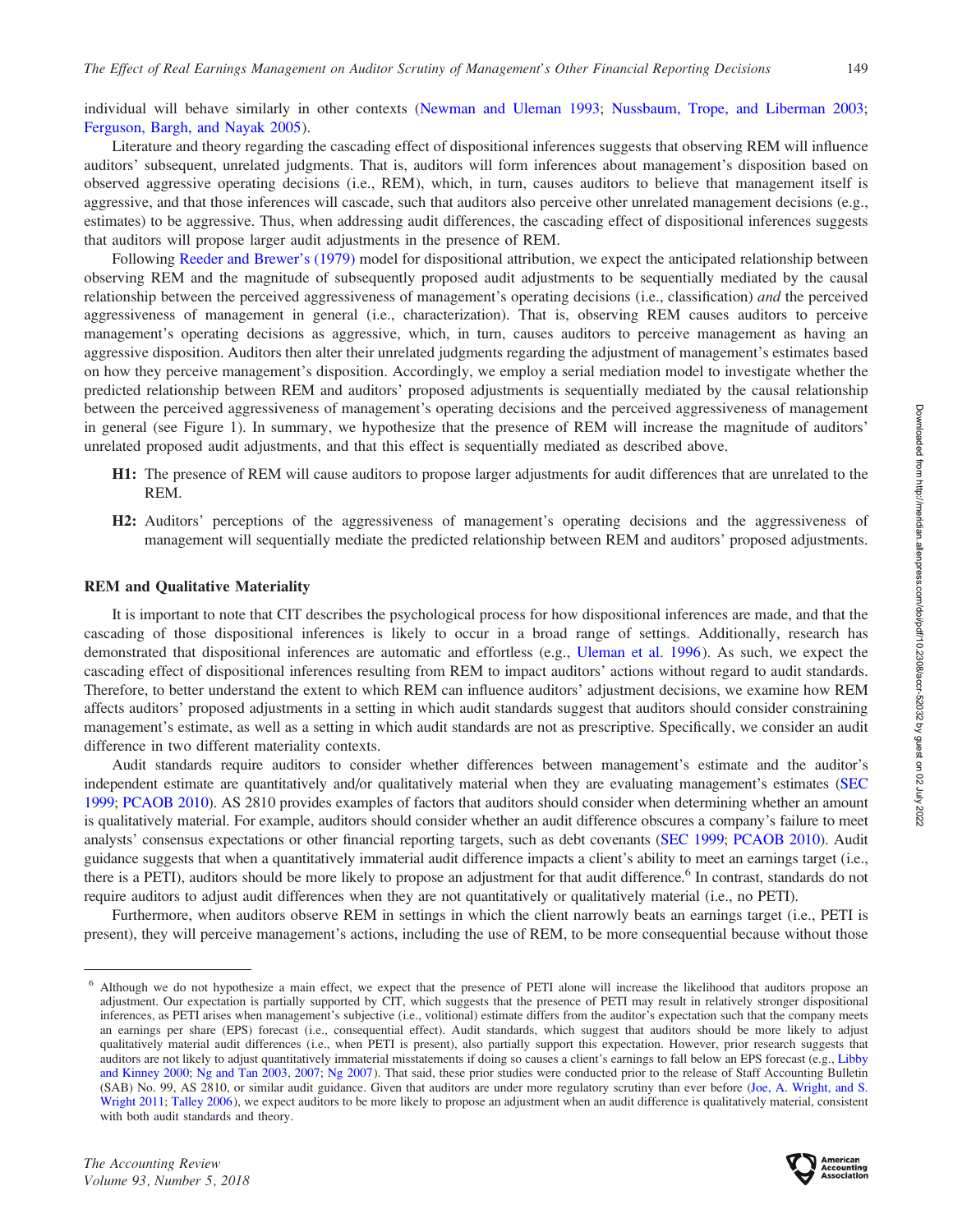individual will behave similarly in other contexts (Newman and Uleman 1993; Nussbaum, Trope, and Liberman 2003; Ferguson, Bargh, and Nayak 2005).

Literature and theory regarding the cascading effect of dispositional inferences suggests that observing REM will influence auditors' subsequent, unrelated judgments. That is, auditors will form inferences about management's disposition based on observed aggressive operating decisions (i.e., REM), which, in turn, causes auditors to believe that management itself is aggressive, and that those inferences will cascade, such that auditors also perceive other unrelated management decisions (e.g., estimates) to be aggressive. Thus, when addressing audit differences, the cascading effect of dispositional inferences suggests that auditors will propose larger audit adjustments in the presence of REM.

Following Reeder and Brewer's (1979) model for dispositional attribution, we expect the anticipated relationship between observing REM and the magnitude of subsequently proposed audit adjustments to be sequentially mediated by the causal relationship between the perceived aggressiveness of management's operating decisions (i.e., classification) *and* the perceived aggressiveness of management in general (i.e., characterization). That is, observing REM causes auditors to perceive management's operating decisions as aggressive, which, in turn, causes auditors to perceive management as having an aggressive disposition. Auditors then alter their unrelated judgments regarding the adjustment of management's estimates based on how they perceive management's disposition. Accordingly, we employ a serial mediation model to investigate whether the predicted relationship between REM and auditors' proposed adjustments is sequentially mediated by the causal relationship between the perceived aggressiveness of management's operating decisions and the perceived aggressiveness of management in general (see Figure 1). In summary, we hypothesize that the presence of REM will increase the magnitude of auditors' unrelated proposed audit adjustments, and that this effect is sequentially mediated as described above.

**H1:** The presence of REM will cause auditors to propose larger adjustments for audit differences that are unrelated to the REM.

**H2:** Auditors' perceptions of the aggressiveness of management's operating decisions and the aggressiveness of management will sequentially mediate the predicted relationship between REM and auditors' proposed adjustments.

### REM and Qualitative Materiality

It is important to note that CIT describes the psychological process for how dispositional inferences are made, and that the cascading of those dispositional inferences is likely to occur in a broad range of settings. Additionally, research has demonstrated that dispositional inferences are automatic and effortless (e.g., Uleman et al. 1996). As such, we expect the cascading effect of dispositional inferences resulting from REM to impact auditors' actions without regard to audit standards. Therefore, to better understand the extent to which REM can influence auditors' adjustment decisions, we examine how REM affects auditors' proposed adjustments in a setting in which audit standards suggest that auditors should consider constraining management's estimate, as well as a setting in which audit standards are not as prescriptive. Specifically, we consider an audit difference in two different materiality contexts.

Audit standards require auditors to consider whether differences between management's estimate and the auditor's independent estimate are quantitatively and/or qualitatively material when they are evaluating management's estimates (SEC 1999; PCAOB 2010). AS 2810 provides examples of factors that auditors should consider when determining whether an amount is qualitatively material. For example, auditors should consider whether an audit difference obscures a company's failure to meet analysts' consensus expectations or other financial reporting targets, such as debt covenants (SEC 1999; PCAOB 2010). Audit guidance suggests that when a quantitatively immaterial audit difference impacts a client's ability to meet an earnings target (i.e., there is a PETI), auditors should be more likely to propose an adjustment for that audit difference.[6] In contrast, standards do not require auditors to adjust audit differences when they are not quantitatively or qualitatively material (i.e., no PETI).

Furthermore, when auditors observe REM in settings in which the client narrowly beats an earnings target (i.e., PETI is present), they will perceive management's actions, including the use of REM, to be more consequential because without those

[6] Although we do not hypothesize a main effect, we expect that the presence of PETI alone will increase the likelihood that auditors propose an adjustment. Our expectation is partially supported by CIT, which suggests that the presence of PETI may result in relatively stronger dispositional inferences, as PETI arises when management's subjective (i.e., volitional) estimate differs from the auditor's expectation such that the company meets an earnings per share (EPS) forecast (i.e., consequential effect). Audit standards, which suggest that auditors should be more likely to adjust qualitatively material audit differences (i.e., when PETI is present), also partially support this expectation. However, prior research suggests that auditors are not likely to adjust quantitatively immaterial misstatements if doing so causes a client's earnings to fall below an EPS forecast (e.g., Libby and Kinney 2000; Ng and Tan 2003, 2007; Ng 2007). That said, these prior studies were conducted prior to the release of Staff Accounting Bulletin (SAB) No. 99, AS 2810, or similar audit guidance. Given that auditors are under more regulatory scrutiny than ever before (Joe, A. Wright, and S. Wright 2011; Talley 2006), we expect auditors to be more likely to propose an adjustment when an audit difference is qualitatively material, consistent with both audit standards and theory.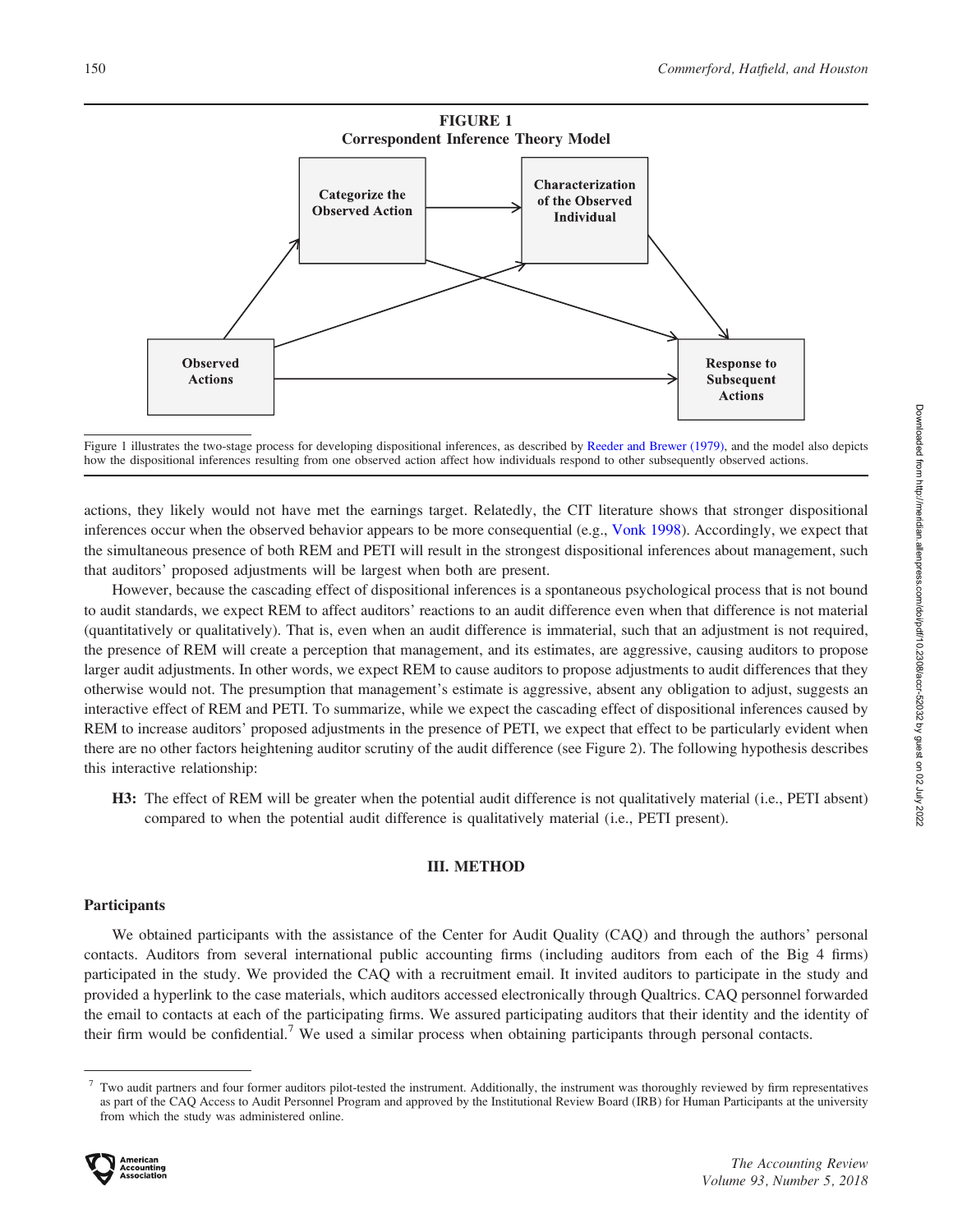**FIGURE 1**
**Correspondent Inference Theory Model**

Figure 1 illustrates the two-stage process for developing dispositional inferences, as described by Reeder and Brewer (1979), and the model also depicts how the dispositional inferences resulting from one observed action affect how individuals respond to other subsequently observed actions.

actions, they likely would not have met the earnings target. Relatedly, the CIT literature shows that stronger dispositional inferences occur when the observed behavior appears to be more consequential (e.g., Vonk 1998). Accordingly, we expect that the simultaneous presence of both REM and PETI will result in the strongest dispositional inferences about management, such that auditors' proposed adjustments will be largest when both are present.

However, because the cascading effect of dispositional inferences is a spontaneous psychological process that is not bound to audit standards, we expect REM to affect auditors' reactions to an audit difference even when that difference is not material (quantitatively or qualitatively). That is, even when an audit difference is immaterial, such that an adjustment is not required, the presence of REM will create a perception that management, and its estimates, are aggressive, causing auditors to propose larger audit adjustments. In other words, we expect REM to cause auditors to propose adjustments to audit differences that they otherwise would not. The presumption that management's estimate is aggressive, absent any obligation to adjust, suggests an interactive effect of REM and PETI. To summarize, while we expect the cascading effect of dispositional inferences caused by REM to increase auditors' proposed adjustments in the presence of PETI, we expect that effect to be particularly evident when there are no other factors heightening auditor scrutiny of the audit difference (see Figure 2). The following hypothesis describes this interactive relationship:

**H3:** The effect of REM will be greater when the potential audit difference is not qualitatively material (i.e., PETI absent) compared to when the potential audit difference is qualitatively material (i.e., PETI present).

## III. METHOD

### Participants

We obtained participants with the assistance of the Center for Audit Quality (CAQ) and through the authors' personal contacts. Auditors from several international public accounting firms (including auditors from each of the Big 4 firms) participated in the study. We provided the CAQ with a recruitment email. It invited auditors to participate in the study and provided a hyperlink to the case materials, which auditors accessed electronically through Qualtrics. CAQ personnel forwarded the email to contacts at each of the participating firms. We assured participating auditors that their identity and the identity of their firm would be confidential.[7] We used a similar process when obtaining participants through personal contacts.

[7] Two audit partners and four former auditors pilot-tested the instrument. Additionally, the instrument was thoroughly reviewed by firm representatives as part of the CAQ Access to Audit Personnel Program and approved by the Institutional Review Board (IRB) for Human Participants at the university from which the study was administered online.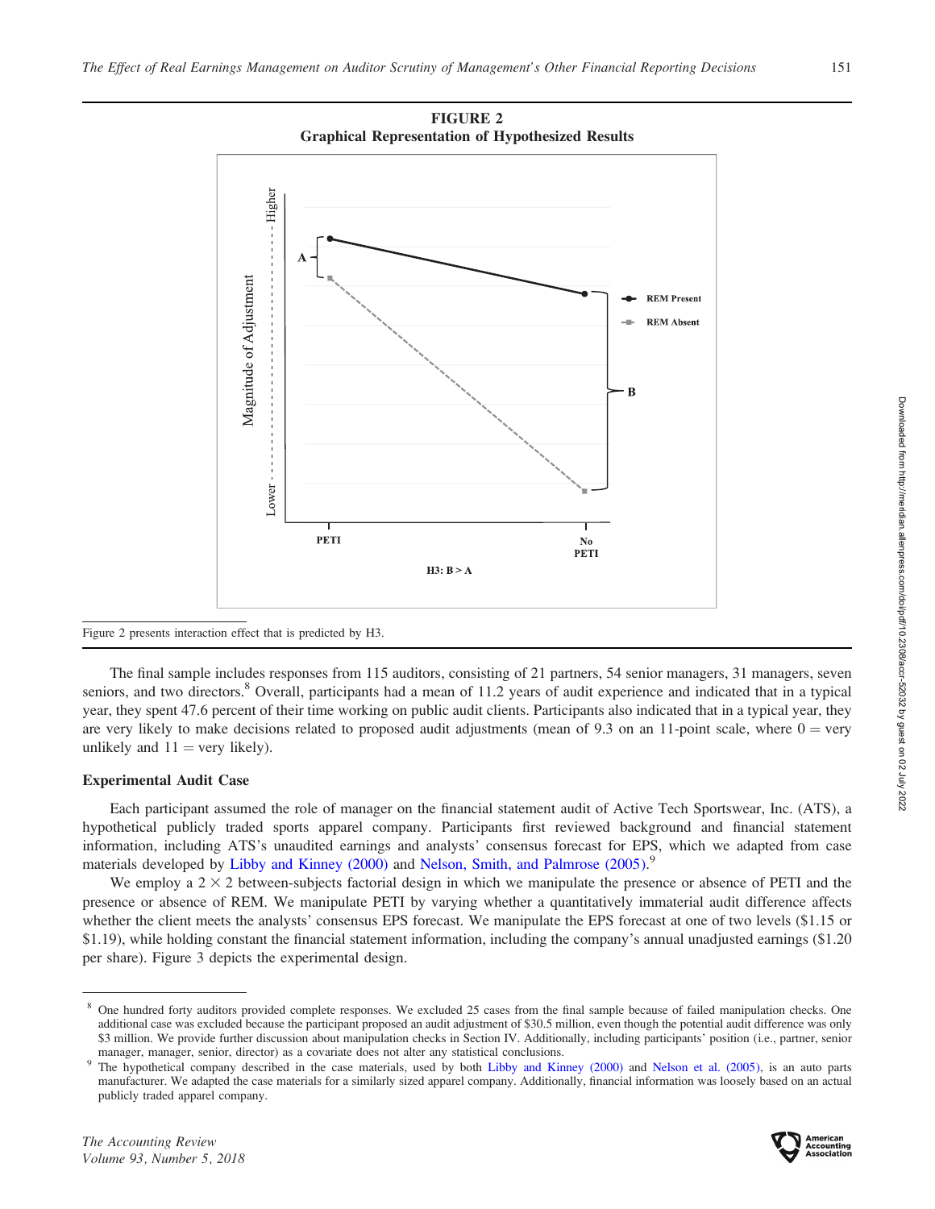**FIGURE 2**
**Graphical Representation of Hypothesized Results**

Figure 2 presents interaction effect that is predicted by H3.

The final sample includes responses from 115 auditors, consisting of 21 partners, 54 senior managers, 31 managers, seven seniors, and two directors.[8] Overall, participants had a mean of 11.2 years of audit experience and indicated that in a typical year, they spent 47.6 percent of their time working on public audit clients. Participants also indicated that in a typical year, they are very likely to make decisions related to proposed audit adjustments (mean of 9.3 on an 11-point scale, where 0 = very unlikely and 11 = very likely).

### Experimental Audit Case

Each participant assumed the role of manager on the financial statement audit of Active Tech Sportswear, Inc. (ATS), a hypothetical publicly traded sports apparel company. Participants first reviewed background and financial statement information, including ATS's unaudited earnings and analysts' consensus forecast for EPS, which we adapted from case materials developed by Libby and Kinney (2000) and Nelson, Smith, and Palmrose (2005).[9]

We employ a 2 × 2 between-subjects factorial design in which we manipulate the presence or absence of PETI and the presence or absence of REM. We manipulate PETI by varying whether a quantitatively immaterial audit difference affects whether the client meets the analysts' consensus EPS forecast. We manipulate the EPS forecast at one of two levels ($1.15 or $1.19), while holding constant the financial statement information, including the company's annual unadjusted earnings ($1.20 per share). Figure 3 depicts the experimental design.

[8] One hundred forty auditors provided complete responses. We excluded 25 cases from the final sample because of failed manipulation checks. One additional case was excluded because the participant proposed an audit adjustment of $30.5 million, even though the potential audit difference was only $3 million. We provide further discussion about manipulation checks in Section IV. Additionally, including participants' position (i.e., partner, senior manager, manager, senior, director) as a covariate does not alter any statistical conclusions.

[9] The hypothetical company described in the case materials, used by both Libby and Kinney (2000) and Nelson et al. (2005), is an auto parts manufacturer. We adapted the case materials for a similarly sized apparel company. Additionally, financial information was loosely based on an actual publicly traded apparel company.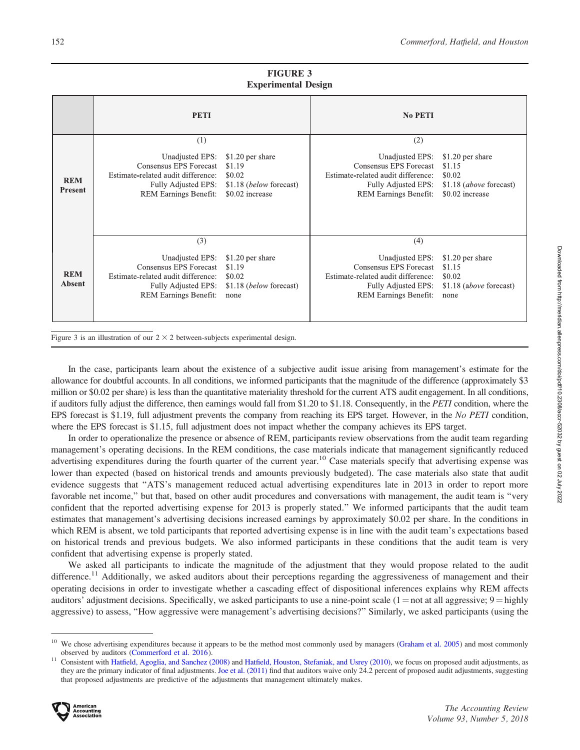**FIGURE 3**
**Experimental Design**

| | PETI | No PETI |
|---|---|---|
| **REM Present** | (1)<br>Unadjusted EPS: \$1.20 per share<br>Consensus EPS Forecast \$1.19<br>Estimate-related audit difference: \$0.02<br>Fully Adjusted EPS: \$1.18 (*below* forecast)<br>REM Earnings Benefit: \$0.02 increase | (2)<br>Unadjusted EPS: \$1.20 per share<br>Consensus EPS Forecast \$1.15<br>Estimate-related audit difference: \$0.02<br>Fully Adjusted EPS: \$1.18 (*above* forecast)<br>REM Earnings Benefit: \$0.02 increase |
| **REM Absent** | (3)<br>Unadjusted EPS: \$1.20 per share<br>Consensus EPS Forecast \$1.19<br>Estimate-related audit difference: \$0.02<br>Fully Adjusted EPS: \$1.18 (*below* forecast)<br>REM Earnings Benefit: none | (4)<br>Unadjusted EPS: \$1.20 per share<br>Consensus EPS Forecast \$1.15<br>Estimate-related audit difference: \$0.02<br>Fully Adjusted EPS: \$1.18 (*above* forecast)<br>REM Earnings Benefit: none |

Figure 3 is an illustration of our $2 \times 2$ between-subjects experimental design.

In the case, participants learn about the existence of a subjective audit issue arising from management's estimate for the allowance for doubtful accounts. In all conditions, we informed participants that the magnitude of the difference (approximately \$3 million or \$0.02 per share) is less than the quantitative materiality threshold for the current ATS audit engagement. In all conditions, if auditors fully adjust the difference, then earnings would fall from \$1.20 to \$1.18. Consequently, in the *PETI* condition, where the EPS forecast is \$1.19, full adjustment prevents the company from reaching its EPS target. However, in the *No PETI* condition, where the EPS forecast is \$1.15, full adjustment does not impact whether the company achieves its EPS target.

In order to operationalize the presence or absence of REM, participants review observations from the audit team regarding management's operating decisions. In the REM conditions, the case materials indicate that management significantly reduced advertising expenditures during the fourth quarter of the current year.[10] Case materials specify that advertising expense was lower than expected (based on historical trends and amounts previously budgeted). The case materials also state that audit evidence suggests that "ATS's management reduced actual advertising expenditures late in 2013 in order to report more favorable net income," but that, based on other audit procedures and conversations with management, the audit team is "very confident that the reported advertising expense for 2013 is properly stated." We informed participants that the audit team estimates that management's advertising decisions increased earnings by approximately \$0.02 per share. In the conditions in which REM is absent, we told participants that reported advertising expense is in line with the audit team's expectations based on historical trends and previous budgets. We also informed participants in these conditions that the audit team is very confident that advertising expense is properly stated.

We asked all participants to indicate the magnitude of the adjustment that they would propose related to the audit difference.[11] Additionally, we asked auditors about their perceptions regarding the aggressiveness of management and their operating decisions in order to investigate whether a cascading effect of dispositional inferences explains why REM affects auditors' adjustment decisions. Specifically, we asked participants to use a nine-point scale (1 = not at all aggressive; 9 = highly aggressive) to assess, "How aggressive were management's advertising decisions?" Similarly, we asked participants (using the

---

[10] We chose advertising expenditures because it appears to be the method most commonly used by managers (Graham et al. 2005) and most commonly observed by auditors (Commerford et al. 2016).

[11] Consistent with Hatfield, Agoglia, and Sanchez (2008) and Hatfield, Houston, Stefaniak, and Usrey (2010), we focus on proposed audit adjustments, as they are the primary indicator of final adjustments. Joe et al. (2011) find that auditors waive only 24.2 percent of proposed audit adjustments, suggesting that proposed adjustments are predictive of the adjustments that management ultimately makes.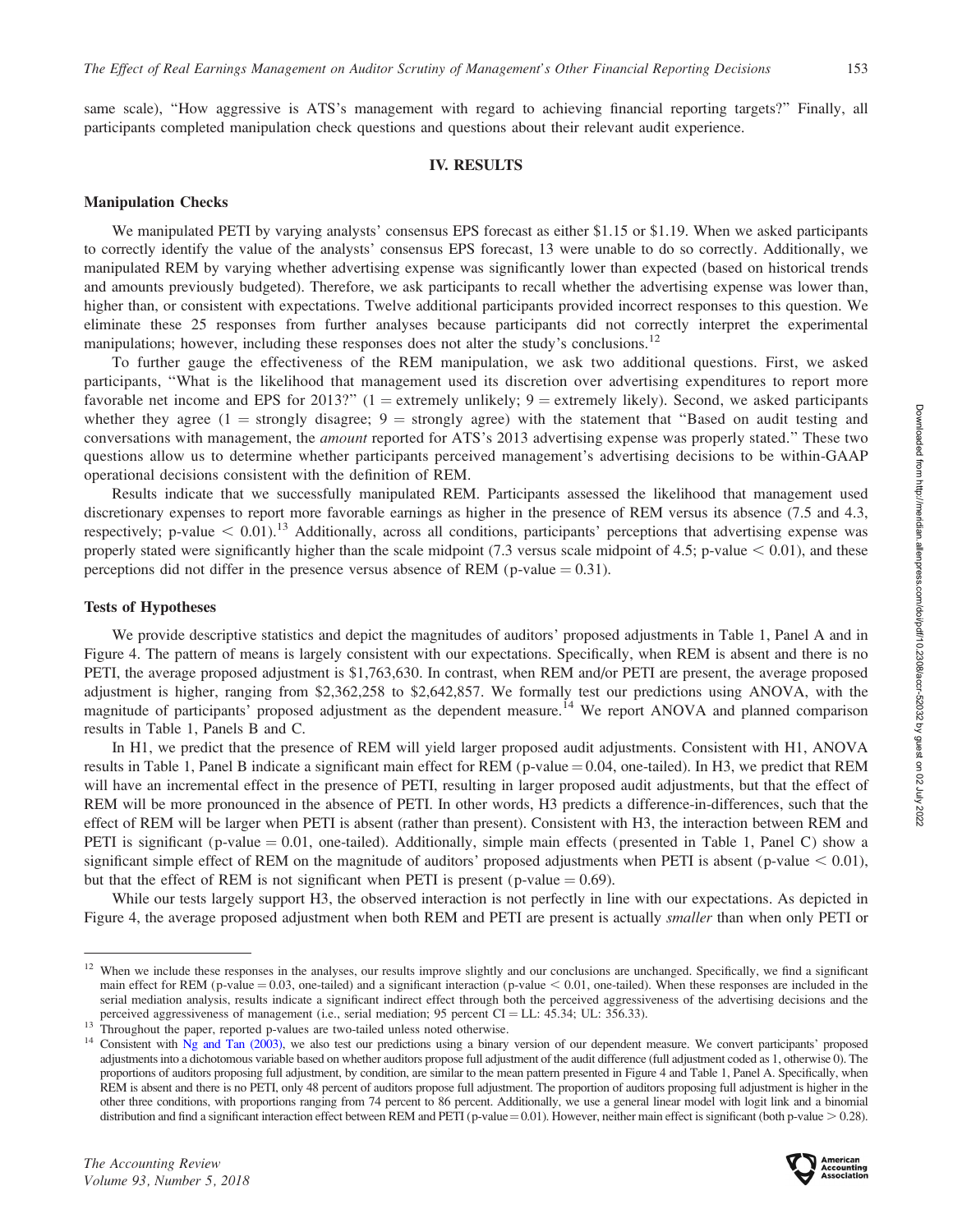same scale), "How aggressive is ATS's management with regard to achieving financial reporting targets?" Finally, all participants completed manipulation check questions and questions about their relevant audit experience.

## IV. RESULTS

### Manipulation Checks

We manipulated PETI by varying analysts' consensus EPS forecast as either $1.15 or $1.19. When we asked participants to correctly identify the value of the analysts' consensus EPS forecast, 13 were unable to do so correctly. Additionally, we manipulated REM by varying whether advertising expense was significantly lower than expected (based on historical trends and amounts previously budgeted). Therefore, we ask participants to recall whether the advertising expense was lower than, higher than, or consistent with expectations. Twelve additional participants provided incorrect responses to this question. We eliminate these 25 responses from further analyses because participants did not correctly interpret the experimental manipulations; however, including these responses does not alter the study's conclusions.[12]

To further gauge the effectiveness of the REM manipulation, we ask two additional questions. First, we asked participants, "What is the likelihood that management used its discretion over advertising expenditures to report more favorable net income and EPS for 2013?" (1 = extremely unlikely; 9 = extremely likely). Second, we asked participants whether they agree (1 = strongly disagree; 9 = strongly agree) with the statement that "Based on audit testing and conversations with management, the *amount* reported for ATS's 2013 advertising expense was properly stated." These two questions allow us to determine whether participants perceived management's advertising decisions to be within-GAAP operational decisions consistent with the definition of REM.

Results indicate that we successfully manipulated REM. Participants assessed the likelihood that management used discretionary expenses to report more favorable earnings as higher in the presence of REM versus its absence (7.5 and 4.3, respectively; p-value $< 0.01$).[13] Additionally, across all conditions, participants' perceptions that advertising expense was properly stated were significantly higher than the scale midpoint (7.3 versus scale midpoint of 4.5; p-value $< 0.01$), and these perceptions did not differ in the presence versus absence of REM (p-value $= 0.31$).

### Tests of Hypotheses

We provide descriptive statistics and depict the magnitudes of auditors' proposed adjustments in Table 1, Panel A and in Figure 4. The pattern of means is largely consistent with our expectations. Specifically, when REM is absent and there is no PETI, the average proposed adjustment is $1,763,630. In contrast, when REM and/or PETI are present, the average proposed adjustment is higher, ranging from $2,362,258 to $2,642,857. We formally test our predictions using ANOVA, with the magnitude of participants' proposed adjustment as the dependent measure.[14] We report ANOVA and planned comparison results in Table 1, Panels B and C.

In H1, we predict that the presence of REM will yield larger proposed audit adjustments. Consistent with H1, ANOVA results in Table 1, Panel B indicate a significant main effect for REM (p-value $= 0.04$, one-tailed). In H3, we predict that REM will have an incremental effect in the presence of PETI, resulting in larger proposed audit adjustments, but that the effect of REM will be more pronounced in the absence of PETI. In other words, H3 predicts a difference-in-differences, such that the effect of REM will be larger when PETI is absent (rather than present). Consistent with H3, the interaction between REM and PETI is significant (p-value $= 0.01$, one-tailed). Additionally, simple main effects (presented in Table 1, Panel C) show a significant simple effect of REM on the magnitude of auditors' proposed adjustments when PETI is absent (p-value $< 0.01$), but that the effect of REM is not significant when PETI is present (p-value $= 0.69$).

While our tests largely support H3, the observed interaction is not perfectly in line with our expectations. As depicted in Figure 4, the average proposed adjustment when both REM and PETI are present is actually *smaller* than when only PETI or

---

[12] When we include these responses in the analyses, our results improve slightly and our conclusions are unchanged. Specifically, we find a significant main effect for REM (p-value $= 0.03$, one-tailed) and a significant interaction (p-value $< 0.01$, one-tailed). When these responses are included in the serial mediation analysis, results indicate a significant indirect effect through both the perceived aggressiveness of the advertising decisions and the perceived aggressiveness of management (i.e., serial mediation; 95 percent CI = LL: 45.34; UL: 356.33).

[13] Throughout the paper, reported p-values are two-tailed unless noted otherwise.

[14] Consistent with Ng and Tan (2003), we also test our predictions using a binary version of our dependent measure. We convert participants' proposed adjustments into a dichotomous variable based on whether auditors propose full adjustment of the audit difference (full adjustment coded as 1, otherwise 0). The proportions of auditors proposing full adjustment, by condition, are similar to the mean pattern presented in Figure 4 and Table 1, Panel A. Specifically, when REM is absent and there is no PETI, only 48 percent of auditors propose full adjustment. The proportion of auditors proposing full adjustment is higher in the other three conditions, with proportions ranging from 74 percent to 86 percent. Additionally, we use a general linear model with logit link and a binomial distribution and find a significant interaction effect between REM and PETI (p-value $= 0.01$). However, neither main effect is significant (both p-value $> 0.28$).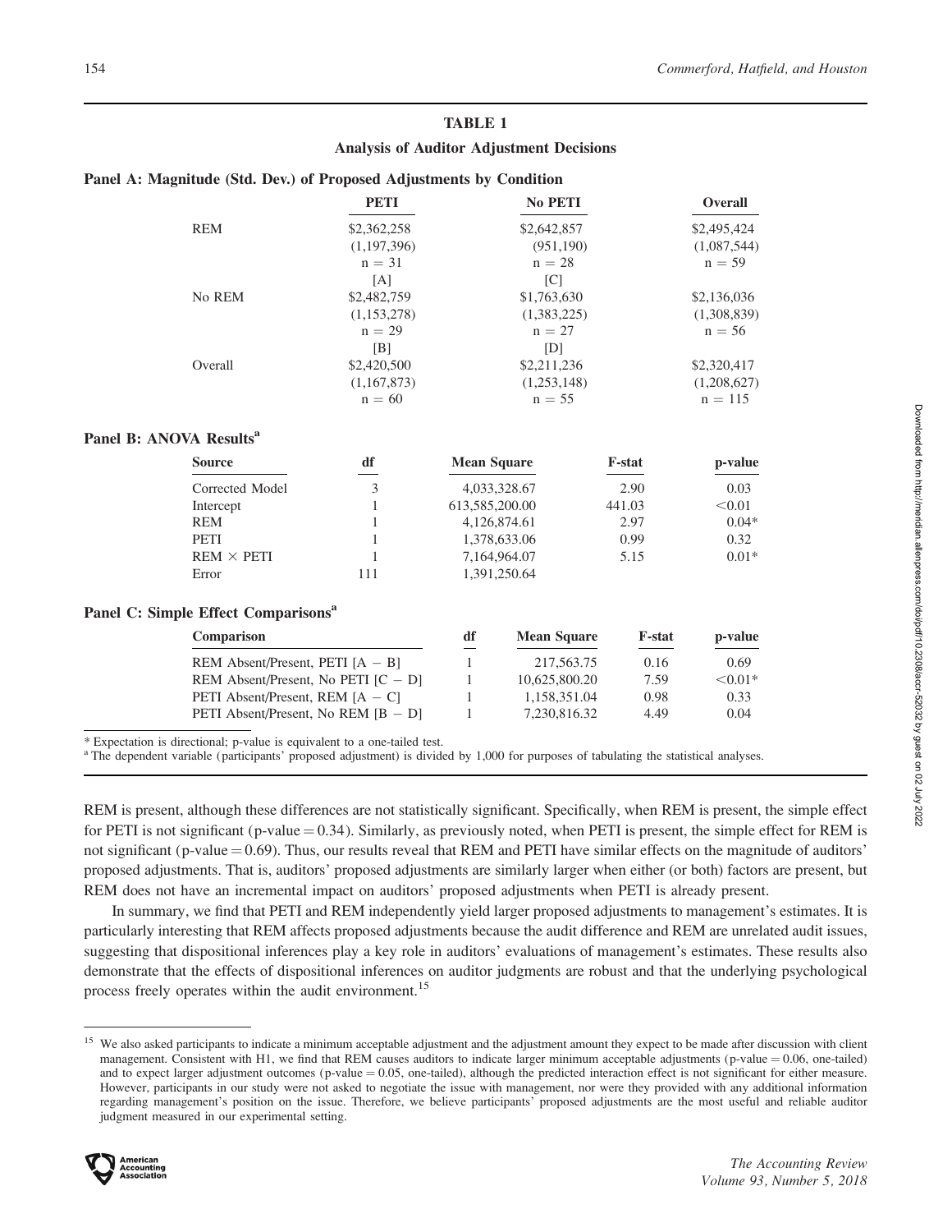**TABLE 1**

**Analysis of Auditor Adjustment Decisions**

**Panel A: Magnitude (Std. Dev.) of Proposed Adjustments by Condition**

| | PETI | No PETI | Overall |
|---|---|---|---|
| REM | \$2,362,258<br>(1,197,396)<br>n = 31<br>[A] | \$2,642,857<br>(951,190)<br>n = 28<br>[C] | \$2,495,424<br>(1,087,544)<br>n = 59 |
| No REM | \$2,482,759<br>(1,153,278)<br>n = 29<br>[B] | \$1,763,630<br>(1,383,225)<br>n = 27<br>[D] | \$2,136,036<br>(1,308,839)<br>n = 56 |
| Overall | \$2,420,500<br>(1,167,873)<br>n = 60 | \$2,211,236<br>(1,253,148)<br>n = 55 | \$2,320,417<br>(1,208,627)<br>n = 115 |

**Panel B: ANOVA Results**[a]

| Source | df | Mean Square | F-stat | p-value |
|---|---|---|---|---|
| Corrected Model | 3 | 4,033,328.67 | 2.90 | 0.03 |
| Intercept | 1 | 613,585,200.00 | 441.03 | <0.01 |
| REM | 1 | 4,126,874.61 | 2.97 | 0.04* |
| PETI | 1 | 1,378,633.06 | 0.99 | 0.32 |
| REM × PETI | 1 | 7,164,964.07 | 5.15 | 0.01* |
| Error | 111 | 1,391,250.64 | | |

**Panel C: Simple Effect Comparisons**[a]

| Comparison | df | Mean Square | F-stat | p-value |
|---|---|---|---|---|
| REM Absent/Present, PETI [A − B] | 1 | 217,563.75 | 0.16 | 0.69 |
| REM Absent/Present, No PETI [C − D] | 1 | 10,625,800.20 | 7.59 | <0.01* |
| PETI Absent/Present, REM [A − C] | 1 | 1,158,351.04 | 0.98 | 0.33 |
| PETI Absent/Present, No REM [B − D] | 1 | 7,230,816.32 | 4.49 | 0.04 |

* Expectation is directional; p-value is equivalent to a one-tailed test.

[a] The dependent variable (participants' proposed adjustment) is divided by 1,000 for purposes of tabulating the statistical analyses.

REM is present, although these differences are not statistically significant. Specifically, when REM is present, the simple effect for PETI is not significant (p-value = 0.34). Similarly, as previously noted, when PETI is present, the simple effect for REM is not significant (p-value = 0.69). Thus, our results reveal that REM and PETI have similar effects on the magnitude of auditors' proposed adjustments. That is, auditors' proposed adjustments are similarly larger when either (or both) factors are present, but REM does not have an incremental impact on auditors' proposed adjustments when PETI is already present.

In summary, we find that PETI and REM independently yield larger proposed adjustments to management's estimates. It is particularly interesting that REM affects proposed adjustments because the audit difference and REM are unrelated audit issues, suggesting that dispositional inferences play a key role in auditors' evaluations of management's estimates. These results also demonstrate that the effects of dispositional inferences on auditor judgments are robust and that the underlying psychological process freely operates within the audit environment.[15]

[15] We also asked participants to indicate a minimum acceptable adjustment and the adjustment amount they expect to be made after discussion with client management. Consistent with H1, we find that REM causes auditors to indicate larger minimum acceptable adjustments (p-value = 0.06, one-tailed) and to expect larger adjustment outcomes (p-value = 0.05, one-tailed), although the predicted interaction effect is not significant for either measure. However, participants in our study were not asked to negotiate the issue with management, nor were they provided with any additional information regarding management's position on the issue. Therefore, we believe participants' proposed adjustments are the most useful and reliable auditor judgment measured in our experimental setting.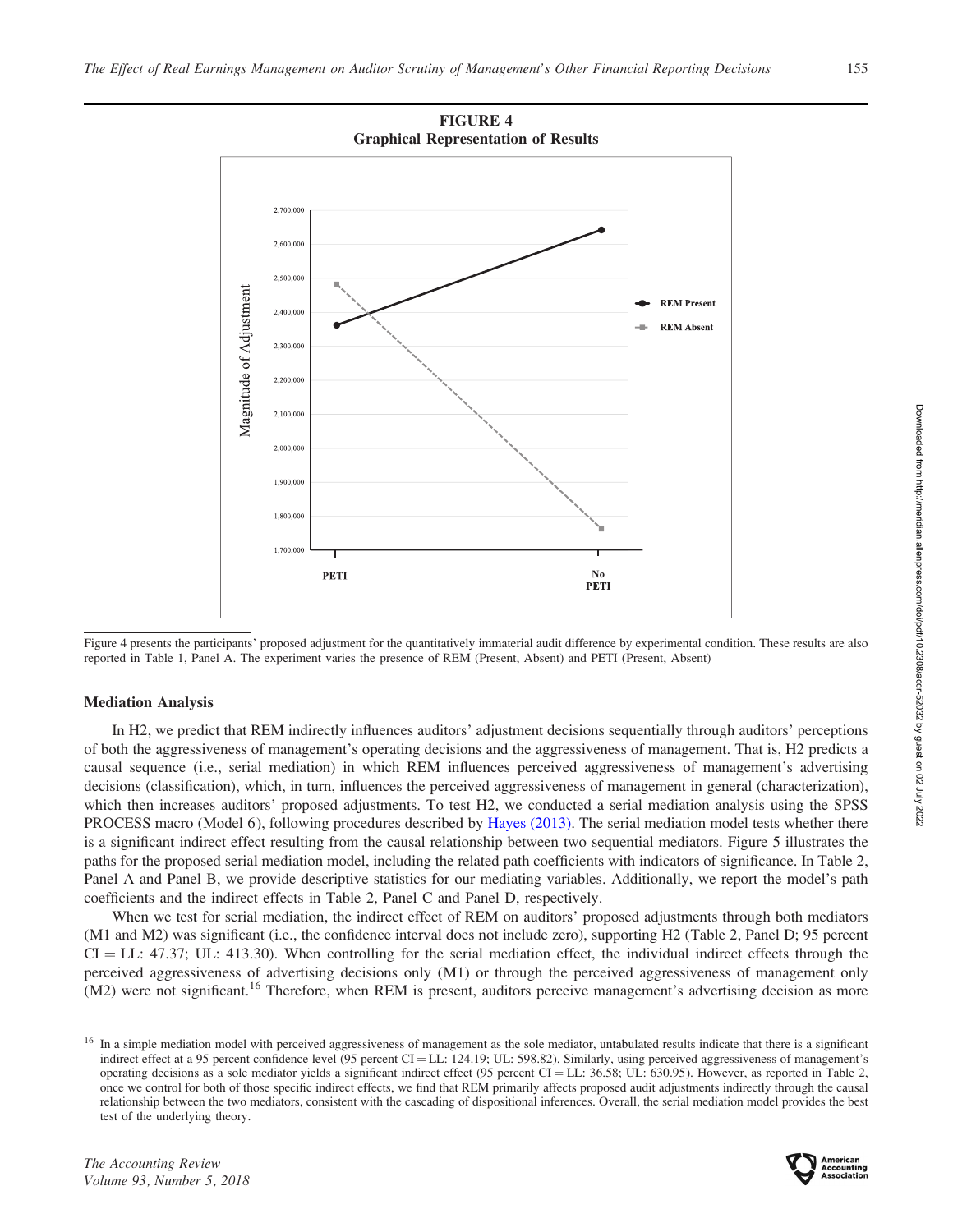**FIGURE 4**
**Graphical Representation of Results**

Figure 4 presents the participants' proposed adjustment for the quantitatively immaterial audit difference by experimental condition. These results are also reported in Table 1, Panel A. The experiment varies the presence of REM (Present, Absent) and PETI (Present, Absent)

### Mediation Analysis

In H2, we predict that REM indirectly influences auditors' adjustment decisions sequentially through auditors' perceptions of both the aggressiveness of management's operating decisions and the aggressiveness of management. That is, H2 predicts a causal sequence (i.e., serial mediation) in which REM influences perceived aggressiveness of management's advertising decisions (classification), which, in turn, influences the perceived aggressiveness of management in general (characterization), which then increases auditors' proposed adjustments. To test H2, we conducted a serial mediation analysis using the SPSS PROCESS macro (Model 6), following procedures described by Hayes (2013). The serial mediation model tests whether there is a significant indirect effect resulting from the causal relationship between two sequential mediators. Figure 5 illustrates the paths for the proposed serial mediation model, including the related path coefficients with indicators of significance. In Table 2, Panel A and Panel B, we provide descriptive statistics for our mediating variables. Additionally, we report the model's path coefficients and the indirect effects in Table 2, Panel C and Panel D, respectively.

When we test for serial mediation, the indirect effect of REM on auditors' proposed adjustments through both mediators (M1 and M2) was significant (i.e., the confidence interval does not include zero), supporting H2 (Table 2, Panel D; 95 percent CI = LL: 47.37; UL: 413.30). When controlling for the serial mediation effect, the individual indirect effects through the perceived aggressiveness of advertising decisions only (M1) or through the perceived aggressiveness of management only (M2) were not significant.[16] Therefore, when REM is present, auditors perceive management's advertising decision as more

[16] In a simple mediation model with perceived aggressiveness of management as the sole mediator, untabulated results indicate that there is a significant indirect effect at a 95 percent confidence level (95 percent CI = LL: 124.19; UL: 598.82). Similarly, using perceived aggressiveness of management's operating decisions as a sole mediator yields a significant indirect effect (95 percent CI = LL: 36.58; UL: 630.95). However, as reported in Table 2, once we control for both of those specific indirect effects, we find that REM primarily affects proposed audit adjustments indirectly through the causal relationship between the two mediators, consistent with the cascading of dispositional inferences. Overall, the serial mediation model provides the best test of the underlying theory.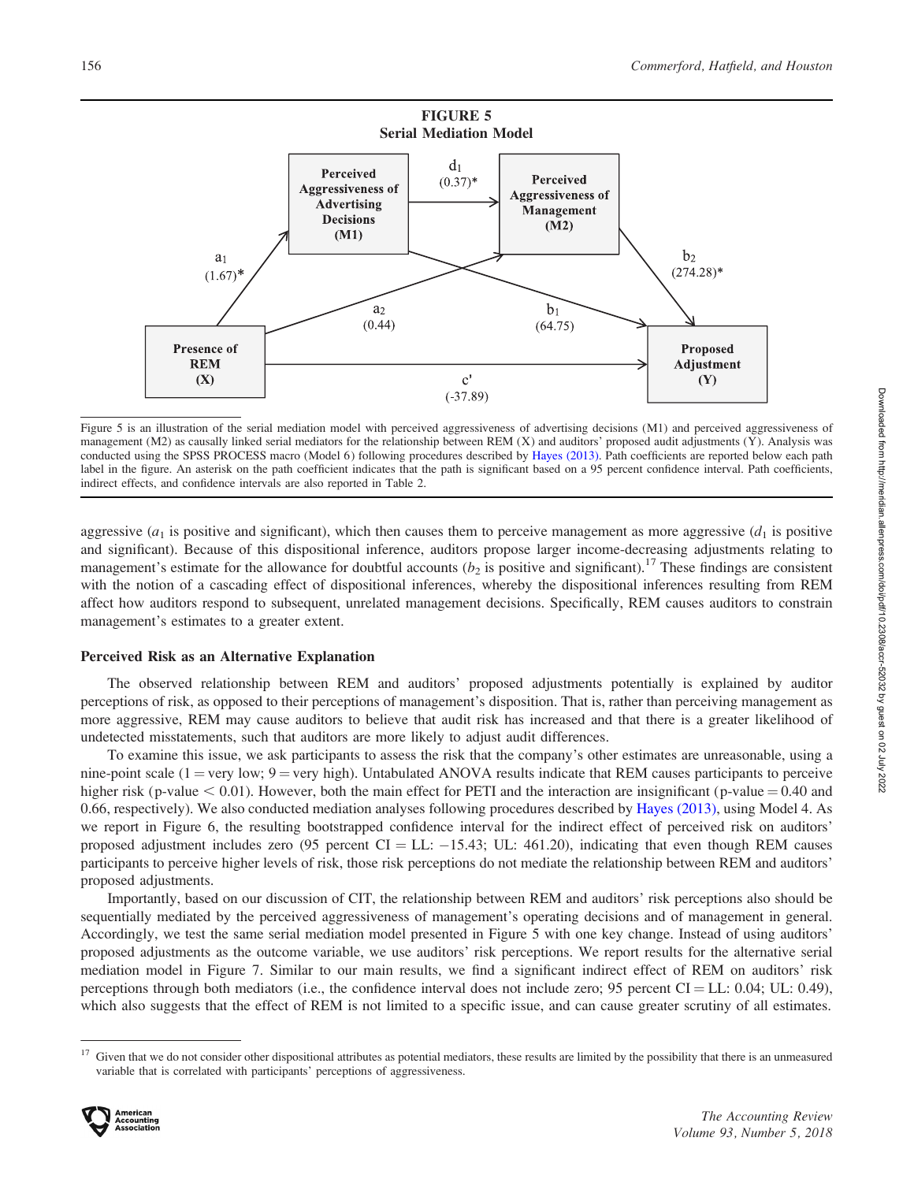**FIGURE 5**
**Serial Mediation Model**

Figure 5 is an illustration of the serial mediation model with perceived aggressiveness of advertising decisions (M1) and perceived aggressiveness of management (M2) as causally linked serial mediators for the relationship between REM (X) and auditors' proposed audit adjustments (Y). Analysis was conducted using the SPSS PROCESS macro (Model 6) following procedures described by Hayes (2013). Path coefficients are reported below each path label in the figure. An asterisk on the path coefficient indicates that the path is significant based on a 95 percent confidence interval. Path coefficients, indirect effects, and confidence intervals are also reported in Table 2.

aggressive ($a_1$ is positive and significant), which then causes them to perceive management as more aggressive ($d_1$ is positive and significant). Because of this dispositional inference, auditors propose larger income-decreasing adjustments relating to management's estimate for the allowance for doubtful accounts ($b_2$ is positive and significant).[17] These findings are consistent with the notion of a cascading effect of dispositional inferences, whereby the dispositional inferences resulting from REM affect how auditors respond to subsequent, unrelated management decisions. Specifically, REM causes auditors to constrain management's estimates to a greater extent.

### Perceived Risk as an Alternative Explanation

The observed relationship between REM and auditors' proposed adjustments potentially is explained by auditor perceptions of risk, as opposed to their perceptions of management's disposition. That is, rather than perceiving management as more aggressive, REM may cause auditors to believe that audit risk has increased and that there is a greater likelihood of undetected misstatements, such that auditors are more likely to adjust audit differences.

To examine this issue, we ask participants to assess the risk that the company's other estimates are unreasonable, using a nine-point scale (1 = very low; 9 = very high). Untabulated ANOVA results indicate that REM causes participants to perceive higher risk (p-value $< 0.01$). However, both the main effect for PETI and the interaction are insignificant (p-value $= 0.40$ and $0.66$, respectively). We also conducted mediation analyses following procedures described by Hayes (2013), using Model 4. As we report in Figure 6, the resulting bootstrapped confidence interval for the indirect effect of perceived risk on auditors' proposed adjustment includes zero (95 percent CI = LL: −15.43; UL: 461.20), indicating that even though REM causes participants to perceive higher levels of risk, those risk perceptions do not mediate the relationship between REM and auditors' proposed adjustments.

Importantly, based on our discussion of CIT, the relationship between REM and auditors' risk perceptions also should be sequentially mediated by the perceived aggressiveness of management's operating decisions and of management in general. Accordingly, we test the same serial mediation model presented in Figure 5 with one key change. Instead of using auditors' proposed adjustments as the outcome variable, we use auditors' risk perceptions. We report results for the alternative serial mediation model in Figure 7. Similar to our main results, we find a significant indirect effect of REM on auditors' risk perceptions through both mediators (i.e., the confidence interval does not include zero; 95 percent CI = LL: 0.04; UL: 0.49), which also suggests that the effect of REM is not limited to a specific issue, and can cause greater scrutiny of all estimates.

[17] Given that we do not consider other dispositional attributes as potential mediators, these results are limited by the possibility that there is an unmeasured variable that is correlated with participants' perceptions of aggressiveness.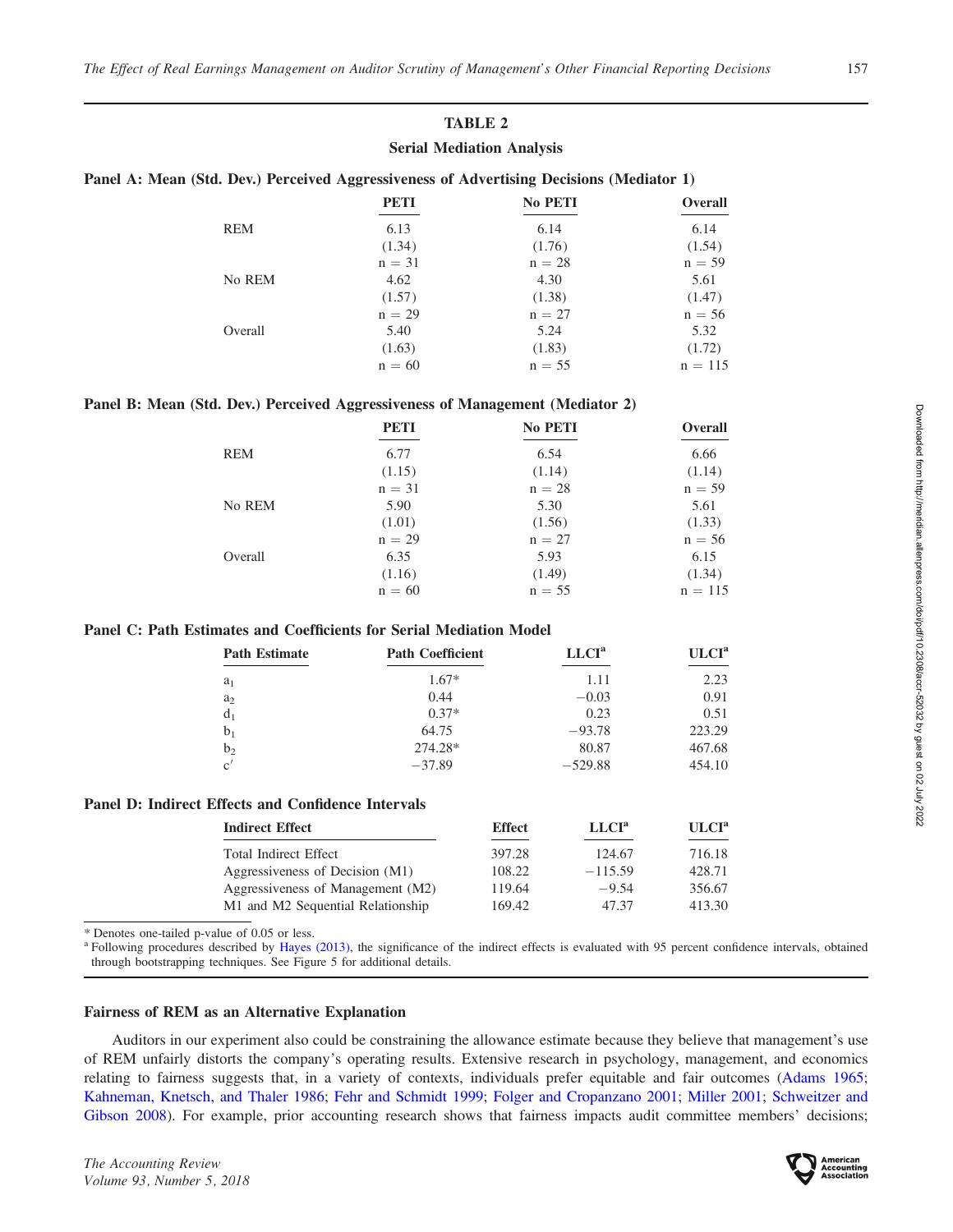## TABLE 2

### Serial Mediation Analysis

**Panel A: Mean (Std. Dev.) Perceived Aggressiveness of Advertising Decisions (Mediator 1)**

| | PETI | No PETI | Overall |
|---|---|---|---|
| REM | 6.13 | 6.14 | 6.14 |
| | (1.34) | (1.76) | (1.54) |
| | n = 31 | n = 28 | n = 59 |
| No REM | 4.62 | 4.30 | 5.61 |
| | (1.57) | (1.38) | (1.47) |
| | n = 29 | n = 27 | n = 56 |
| Overall | 5.40 | 5.24 | 5.32 |
| | (1.63) | (1.83) | (1.72) |
| | n = 60 | n = 55 | n = 115 |

**Panel B: Mean (Std. Dev.) Perceived Aggressiveness of Management (Mediator 2)**

| | PETI | No PETI | Overall |
|---|---|---|---|
| REM | 6.77 | 6.54 | 6.66 |
| | (1.15) | (1.14) | (1.14) |
| | n = 31 | n = 28 | n = 59 |
| No REM | 5.90 | 5.30 | 5.61 |
| | (1.01) | (1.56) | (1.33) |
| | n = 29 | n = 27 | n = 56 |
| Overall | 6.35 | 5.93 | 6.15 |
| | (1.16) | (1.49) | (1.34) |
| | n = 60 | n = 55 | n = 115 |

**Panel C: Path Estimates and Coefficients for Serial Mediation Model**

| Path Estimate | Path Coefficient | LLCI[a] | ULCI[a] |
|---|---|---|---|
| $a_1$ | 1.67* | 1.11 | 2.23 |
| $a_2$ | 0.44 | −0.03 | 0.91 |
| $d_1$ | 0.37* | 0.23 | 0.51 |
| $b_1$ | 64.75 | −93.78 | 223.29 |
| $b_2$ | 274.28* | 80.87 | 467.68 |
| $c'$ | −37.89 | −529.88 | 454.10 |

**Panel D: Indirect Effects and Confidence Intervals**

| Indirect Effect | Effect | LLCI[a] | ULCI[a] |
|---|---|---|---|
| Total Indirect Effect | 397.28 | 124.67 | 716.18 |
| Aggressiveness of Decision (M1) | 108.22 | −115.59 | 428.71 |
| Aggressiveness of Management (M2) | 119.64 | −9.54 | 356.67 |
| M1 and M2 Sequential Relationship | 169.42 | 47.37 | 413.30 |

\* Denotes one-tailed p-value of 0.05 or less.

[a] Following procedures described by Hayes (2013), the significance of the indirect effects is evaluated with 95 percent confidence intervals, obtained through bootstrapping techniques. See Figure 5 for additional details.

### Fairness of REM as an Alternative Explanation

Auditors in our experiment also could be constraining the allowance estimate because they believe that management's use of REM unfairly distorts the company's operating results. Extensive research in psychology, management, and economics relating to fairness suggests that, in a variety of contexts, individuals prefer equitable and fair outcomes (Adams 1965; Kahneman, Knetsch, and Thaler 1986; Fehr and Schmidt 1999; Folger and Cropanzano 2001; Miller 2001; Schweitzer and Gibson 2008). For example, prior accounting research shows that fairness impacts audit committee members' decisions;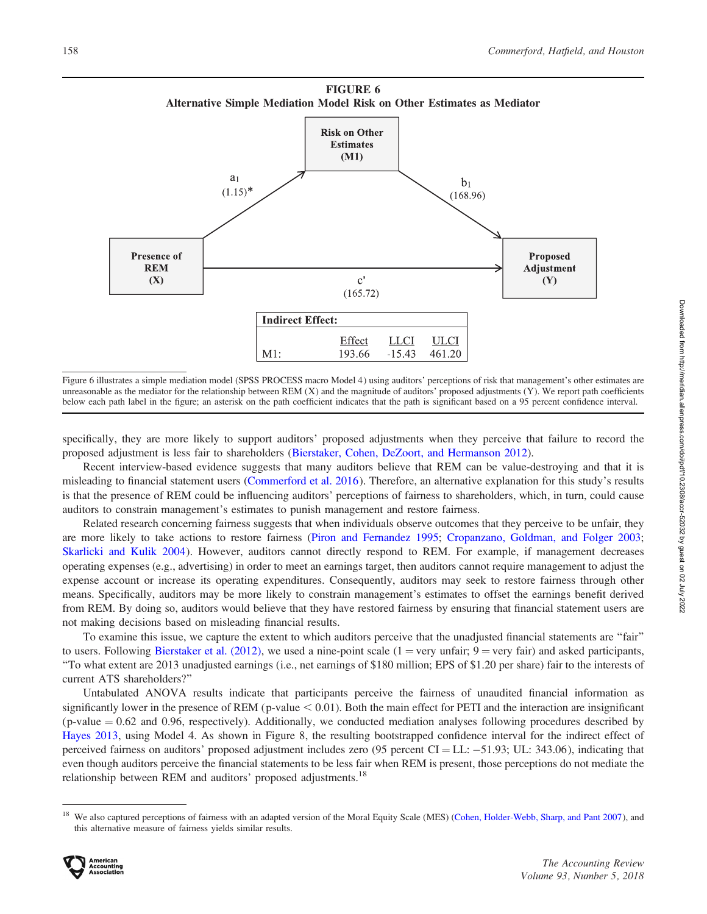**FIGURE 6**

**Alternative Simple Mediation Model Risk on Other Estimates as Mediator**

| Indirect Effect: | | | |
|---|---|---|---|
| | Effect | LLCI | ULCI |
| M1: | 193.66 | -15.43 | 461.20 |

Figure 6 illustrates a simple mediation model (SPSS PROCESS macro Model 4) using auditors' perceptions of risk that management's other estimates are unreasonable as the mediator for the relationship between REM (X) and the magnitude of auditors' proposed adjustments (Y). We report path coefficients below each path label in the figure; an asterisk on the path coefficient indicates that the path is significant based on a 95 percent confidence interval.

specifically, they are more likely to support auditors' proposed adjustments when they perceive that failure to record the proposed adjustment is less fair to shareholders (Bierstaker, Cohen, DeZoort, and Hermanson 2012).

Recent interview-based evidence suggests that many auditors believe that REM can be value-destroying and that it is misleading to financial statement users (Commerford et al. 2016). Therefore, an alternative explanation for this study's results is that the presence of REM could be influencing auditors' perceptions of fairness to shareholders, which, in turn, could cause auditors to constrain management's estimates to punish management and restore fairness.

Related research concerning fairness suggests that when individuals observe outcomes that they perceive to be unfair, they are more likely to take actions to restore fairness (Piron and Fernandez 1995; Cropanzano, Goldman, and Folger 2003; Skarlicki and Kulik 2004). However, auditors cannot directly respond to REM. For example, if management decreases operating expenses (e.g., advertising) in order to meet an earnings target, then auditors cannot require management to adjust the expense account or increase its operating expenditures. Consequently, auditors may seek to restore fairness through other means. Specifically, auditors may be more likely to constrain management's estimates to offset the earnings benefit derived from REM. By doing so, auditors would believe that they have restored fairness by ensuring that financial statement users are not making decisions based on misleading financial results.

To examine this issue, we capture the extent to which auditors perceive that the unadjusted financial statements are "fair" to users. Following Bierstaker et al. (2012), we used a nine-point scale (1 = very unfair; 9 = very fair) and asked participants, "To what extent are 2013 unadjusted earnings (i.e., net earnings of $180 million; EPS of $1.20 per share) fair to the interests of current ATS shareholders?"

Untabulated ANOVA results indicate that participants perceive the fairness of unaudited financial information as significantly lower in the presence of REM (p-value $< 0.01$). Both the main effect for PETI and the interaction are insignificant (p-value $= 0.62$ and $0.96$, respectively). Additionally, we conducted mediation analyses following procedures described by Hayes 2013, using Model 4. As shown in Figure 8, the resulting bootstrapped confidence interval for the indirect effect of perceived fairness on auditors' proposed adjustment includes zero (95 percent CI = LL: −51.93; UL: 343.06), indicating that even though auditors perceive the financial statements to be less fair when REM is present, those perceptions do not mediate the relationship between REM and auditors' proposed adjustments.[18]

[18] We also captured perceptions of fairness with an adapted version of the Moral Equity Scale (MES) (Cohen, Holder-Webb, Sharp, and Pant 2007), and this alternative measure of fairness yields similar results.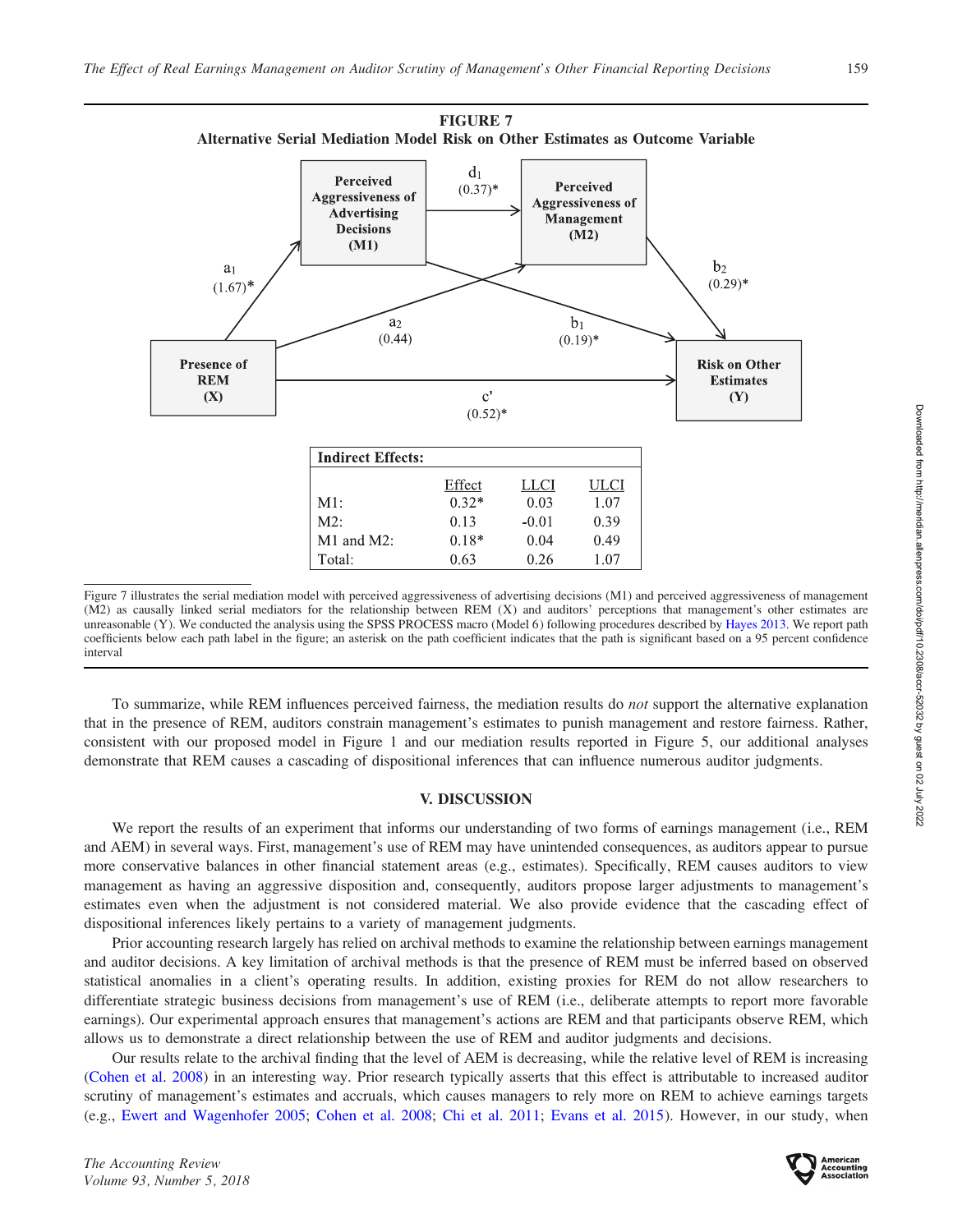**FIGURE 7**
**Alternative Serial Mediation Model Risk on Other Estimates as Outcome Variable**

| Indirect Effects: | Effect | LLCI | ULCI |
|---|---|---|---|
| M1: | 0.32* | 0.03 | 1.07 |
| M2: | 0.13 | -0.01 | 0.39 |
| M1 and M2: | 0.18* | 0.04 | 0.49 |
| Total: | 0.63 | 0.26 | 1.07 |

Figure 7 illustrates the serial mediation model with perceived aggressiveness of advertising decisions (M1) and perceived aggressiveness of management (M2) as causally linked serial mediators for the relationship between REM (X) and auditors' perceptions that management's other estimates are unreasonable (Y). We conducted the analysis using the SPSS PROCESS macro (Model 6) following procedures described by Hayes 2013. We report path coefficients below each path label in the figure; an asterisk on the path coefficient indicates that the path is significant based on a 95 percent confidence interval

To summarize, while REM influences perceived fairness, the mediation results do *not* support the alternative explanation that in the presence of REM, auditors constrain management's estimates to punish management and restore fairness. Rather, consistent with our proposed model in Figure 1 and our mediation results reported in Figure 5, our additional analyses demonstrate that REM causes a cascading of dispositional inferences that can influence numerous auditor judgments.

## V. DISCUSSION

We report the results of an experiment that informs our understanding of two forms of earnings management (i.e., REM and AEM) in several ways. First, management's use of REM may have unintended consequences, as auditors appear to pursue more conservative balances in other financial statement areas (e.g., estimates). Specifically, REM causes auditors to view management as having an aggressive disposition and, consequently, auditors propose larger adjustments to management's estimates even when the adjustment is not considered material. We also provide evidence that the cascading effect of dispositional inferences likely pertains to a variety of management judgments.

Prior accounting research largely has relied on archival methods to examine the relationship between earnings management and auditor decisions. A key limitation of archival methods is that the presence of REM must be inferred based on observed statistical anomalies in a client's operating results. In addition, existing proxies for REM do not allow researchers to differentiate strategic business decisions from management's use of REM (i.e., deliberate attempts to report more favorable earnings). Our experimental approach ensures that management's actions are REM and that participants observe REM, which allows us to demonstrate a direct relationship between the use of REM and auditor judgments and decisions.

Our results relate to the archival finding that the level of AEM is decreasing, while the relative level of REM is increasing (Cohen et al. 2008) in an interesting way. Prior research typically asserts that this effect is attributable to increased auditor scrutiny of management's estimates and accruals, which causes managers to rely more on REM to achieve earnings targets (e.g., Ewert and Wagenhofer 2005; Cohen et al. 2008; Chi et al. 2011; Evans et al. 2015). However, in our study, when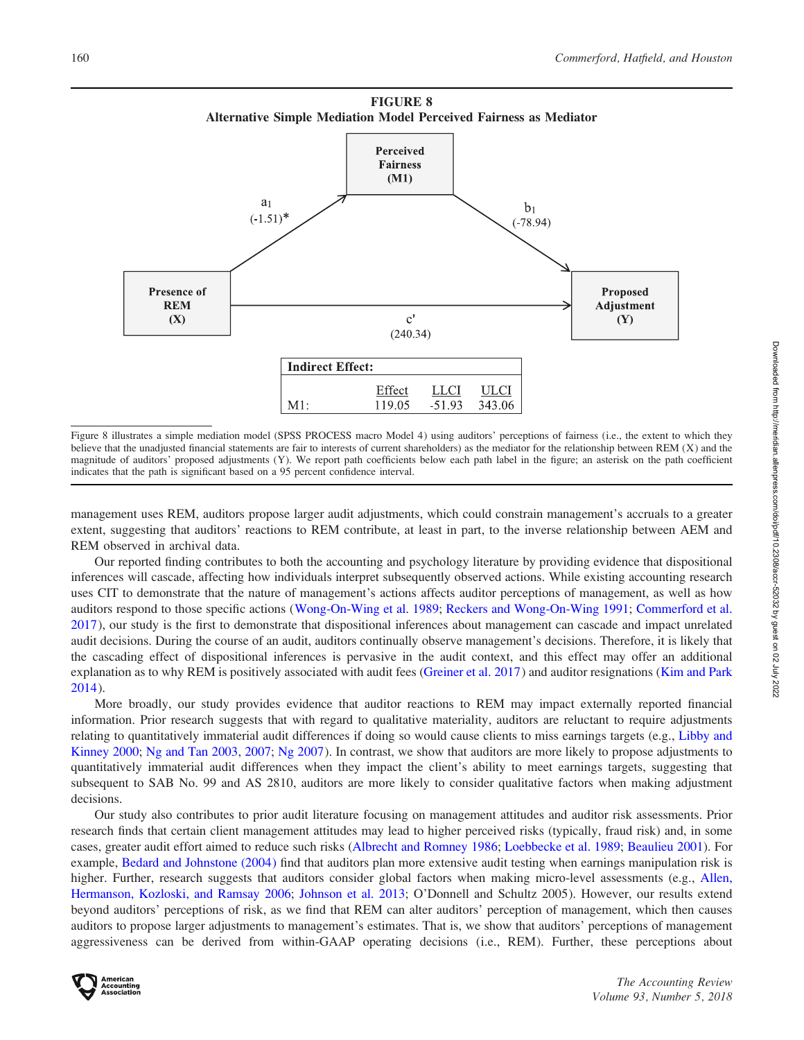**FIGURE 8**
**Alternative Simple Mediation Model Perceived Fairness as Mediator**

Perceived Fairness (M1)

$a_1$ (-1.51)*

$b_1$ (-78.94)

Presence of REM (X)

Proposed Adjustment (Y)

c' (240.34)

| Indirect Effect: | | | |
|---|---|---|---|
| | Effect | LLCI | ULCI |
| M1: | 119.05 | -51.93 | 343.06 |

Figure 8 illustrates a simple mediation model (SPSS PROCESS macro Model 4) using auditors' perceptions of fairness (i.e., the extent to which they believe that the unadjusted financial statements are fair to interests of current shareholders) as the mediator for the relationship between REM (X) and the magnitude of auditors' proposed adjustments (Y). We report path coefficients below each path label in the figure; an asterisk on the path coefficient indicates that the path is significant based on a 95 percent confidence interval.

management uses REM, auditors propose larger audit adjustments, which could constrain management's accruals to a greater extent, suggesting that auditors' reactions to REM contribute, at least in part, to the inverse relationship between AEM and REM observed in archival data.

Our reported finding contributes to both the accounting and psychology literature by providing evidence that dispositional inferences will cascade, affecting how individuals interpret subsequently observed actions. While existing accounting research uses CIT to demonstrate that the nature of management's actions affects auditor perceptions of management, as well as how auditors respond to those specific actions (Wong-On-Wing et al. 1989; Reckers and Wong-On-Wing 1991; Commerford et al. 2017), our study is the first to demonstrate that dispositional inferences about management can cascade and impact unrelated audit decisions. During the course of an audit, auditors continually observe management's decisions. Therefore, it is likely that the cascading effect of dispositional inferences is pervasive in the audit context, and this effect may offer an additional explanation as to why REM is positively associated with audit fees (Greiner et al. 2017) and auditor resignations (Kim and Park 2014).

More broadly, our study provides evidence that auditor reactions to REM may impact externally reported financial information. Prior research suggests that with regard to qualitative materiality, auditors are reluctant to require adjustments relating to quantitatively immaterial audit differences if doing so would cause clients to miss earnings targets (e.g., Libby and Kinney 2000; Ng and Tan 2003, 2007; Ng 2007). In contrast, we show that auditors are more likely to propose adjustments to quantitatively immaterial audit differences when they impact the client's ability to meet earnings targets, suggesting that subsequent to SAB No. 99 and AS 2810, auditors are more likely to consider qualitative factors when making adjustment decisions.

Our study also contributes to prior audit literature focusing on management attitudes and auditor risk assessments. Prior research finds that certain client management attitudes may lead to higher perceived risks (typically, fraud risk) and, in some cases, greater audit effort aimed to reduce such risks (Albrecht and Romney 1986; Loebbecke et al. 1989; Beaulieu 2001). For example, Bedard and Johnstone (2004) find that auditors plan more extensive audit testing when earnings manipulation risk is higher. Further, research suggests that auditors consider global factors when making micro-level assessments (e.g., Allen, Hermanson, Kozloski, and Ramsay 2006; Johnson et al. 2013; O'Donnell and Schultz 2005). However, our results extend beyond auditors' perceptions of risk, as we find that REM can alter auditors' perception of management, which then causes auditors to propose larger adjustments to management's estimates. That is, we show that auditors' perceptions of management aggressiveness can be derived from within-GAAP operating decisions (i.e., REM). Further, these perceptions about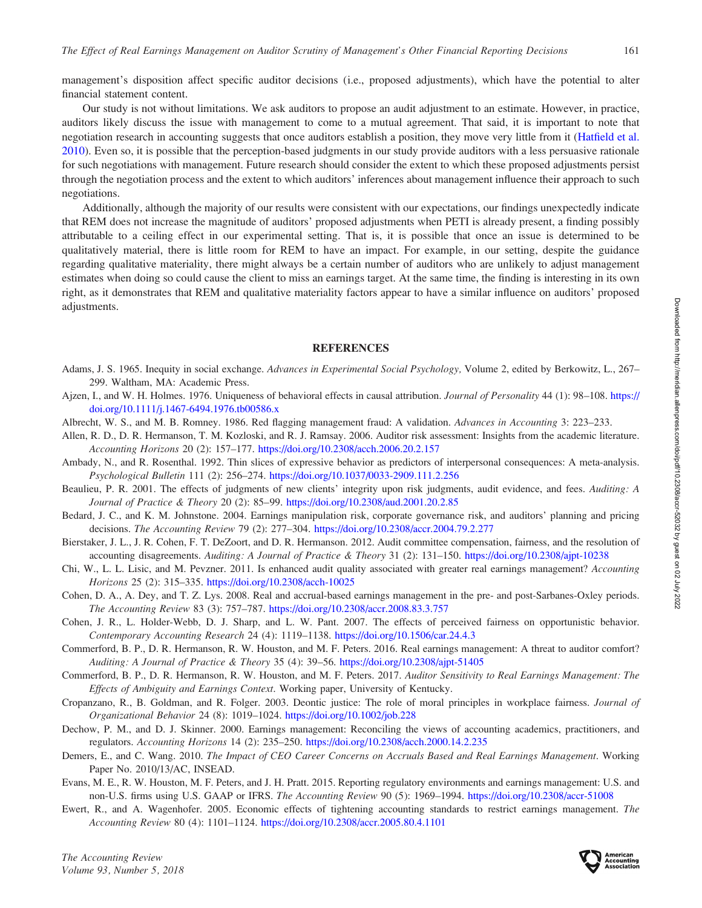management's disposition affect specific auditor decisions (i.e., proposed adjustments), which have the potential to alter financial statement content.

Our study is not without limitations. We ask auditors to propose an audit adjustment to an estimate. However, in practice, auditors likely discuss the issue with management to come to a mutual agreement. That said, it is important to note that negotiation research in accounting suggests that once auditors establish a position, they move very little from it (Hatfield et al. 2010). Even so, it is possible that the perception-based judgments in our study provide auditors with a less persuasive rationale for such negotiations with management. Future research should consider the extent to which these proposed adjustments persist through the negotiation process and the extent to which auditors' inferences about management influence their approach to such negotiations.

Additionally, although the majority of our results were consistent with our expectations, our findings unexpectedly indicate that REM does not increase the magnitude of auditors' proposed adjustments when PETI is already present, a finding possibly attributable to a ceiling effect in our experimental setting. That is, it is possible that once an issue is determined to be qualitatively material, there is little room for REM to have an impact. For example, in our setting, despite the guidance regarding qualitative materiality, there might always be a certain number of auditors who are unlikely to adjust management estimates when doing so could cause the client to miss an earnings target. At the same time, the finding is interesting in its own right, as it demonstrates that REM and qualitative materiality factors appear to have a similar influence on auditors' proposed adjustments.

## REFERENCES

Adams, J. S. 1965. Inequity in social exchange. *Advances in Experimental Social Psychology,* Volume 2, edited by Berkowitz, L., 267–299. Waltham, MA: Academic Press.

Ajzen, I., and W. H. Holmes. 1976. Uniqueness of behavioral effects in causal attribution. *Journal of Personality* 44 (1): 98–108. https://doi.org/10.1111/j.1467-6494.1976.tb00586.x

Albrecht, W. S., and M. B. Romney. 1986. Red flagging management fraud: A validation. *Advances in Accounting* 3: 223–233.

Allen, R. D., D. R. Hermanson, T. M. Kozloski, and R. J. Ramsay. 2006. Auditor risk assessment: Insights from the academic literature. *Accounting Horizons* 20 (2): 157–177. https://doi.org/10.2308/acch.2006.20.2.157

Ambady, N., and R. Rosenthal. 1992. Thin slices of expressive behavior as predictors of interpersonal consequences: A meta-analysis. *Psychological Bulletin* 111 (2): 256–274. https://doi.org/10.1037/0033-2909.111.2.256

Beaulieu, P. R. 2001. The effects of judgments of new clients' integrity upon risk judgments, audit evidence, and fees. *Auditing: A Journal of Practice & Theory* 20 (2): 85–99. https://doi.org/10.2308/aud.2001.20.2.85

Bedard, J. C., and K. M. Johnstone. 2004. Earnings manipulation risk, corporate governance risk, and auditors' planning and pricing decisions. *The Accounting Review* 79 (2): 277–304. https://doi.org/10.2308/accr.2004.79.2.277

Bierstaker, J. L., J. R. Cohen, F. T. DeZoort, and D. R. Hermanson. 2012. Audit committee compensation, fairness, and the resolution of accounting disagreements. *Auditing: A Journal of Practice & Theory* 31 (2): 131–150. https://doi.org/10.2308/ajpt-10238

Chi, W., L. L. Lisic, and M. Pevzner. 2011. Is enhanced audit quality associated with greater real earnings management? *Accounting Horizons* 25 (2): 315–335. https://doi.org/10.2308/acch-10025

Cohen, D. A., A. Dey, and T. Z. Lys. 2008. Real and accrual-based earnings management in the pre- and post-Sarbanes-Oxley periods. *The Accounting Review* 83 (3): 757–787. https://doi.org/10.2308/accr.2008.83.3.757

Cohen, J. R., L. Holder-Webb, D. J. Sharp, and L. W. Pant. 2007. The effects of perceived fairness on opportunistic behavior. *Contemporary Accounting Research* 24 (4): 1119–1138. https://doi.org/10.1506/car.24.4.3

Commerford, B. P., D. R. Hermanson, R. W. Houston, and M. F. Peters. 2016. Real earnings management: A threat to auditor comfort? *Auditing: A Journal of Practice & Theory* 35 (4): 39–56. https://doi.org/10.2308/ajpt-51405

Commerford, B. P., D. R. Hermanson, R. W. Houston, and M. F. Peters. 2017. *Auditor Sensitivity to Real Earnings Management: The Effects of Ambiguity and Earnings Context*. Working paper, University of Kentucky.

Cropanzano, R., B. Goldman, and R. Folger. 2003. Deontic justice: The role of moral principles in workplace fairness. *Journal of Organizational Behavior* 24 (8): 1019–1024. https://doi.org/10.1002/job.228

Dechow, P. M., and D. J. Skinner. 2000. Earnings management: Reconciling the views of accounting academics, practitioners, and regulators. *Accounting Horizons* 14 (2): 235–250. https://doi.org/10.2308/acch.2000.14.2.235

Demers, E., and C. Wang. 2010. *The Impact of CEO Career Concerns on Accruals Based and Real Earnings Management*. Working Paper No. 2010/13/AC, INSEAD.

Evans, M. E., R. W. Houston, M. F. Peters, and J. H. Pratt. 2015. Reporting regulatory environments and earnings management: U.S. and non-U.S. firms using U.S. GAAP or IFRS. *The Accounting Review* 90 (5): 1969–1994. https://doi.org/10.2308/accr-51008

Ewert, R., and A. Wagenhofer. 2005. Economic effects of tightening accounting standards to restrict earnings management. *The Accounting Review* 80 (4): 1101–1124. https://doi.org/10.2308/accr.2005.80.4.1101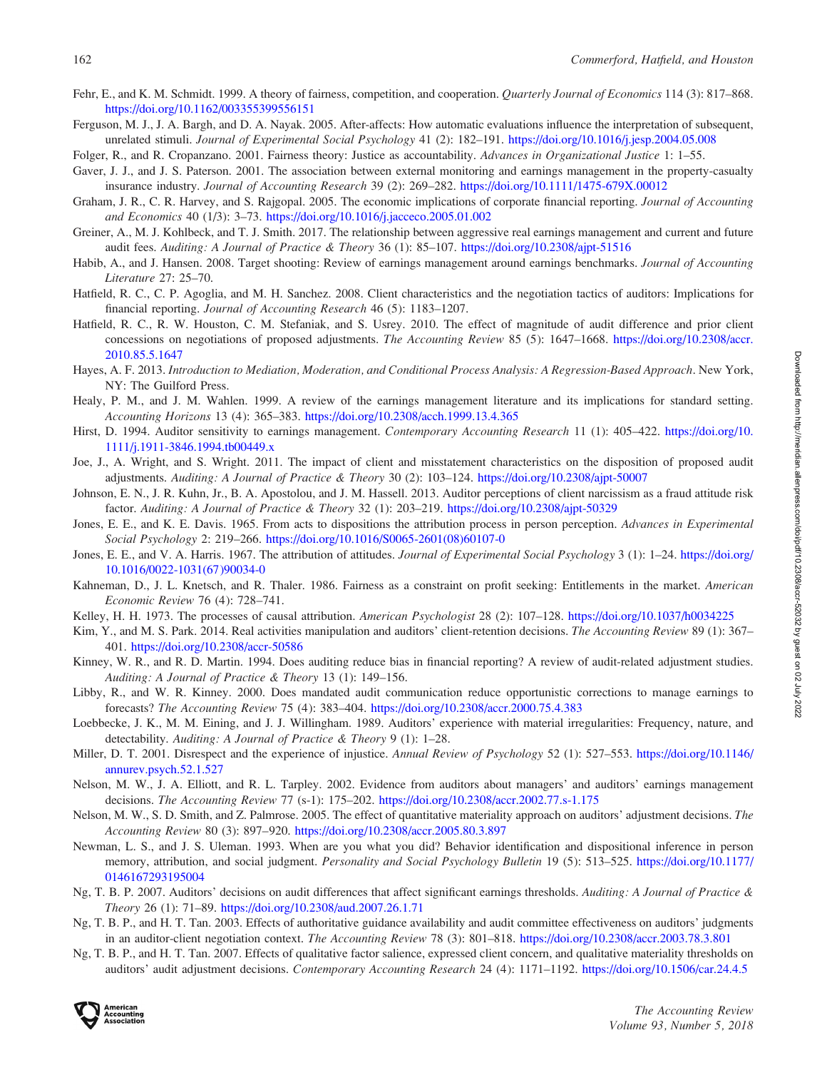Fehr, E., and K. M. Schmidt. 1999. A theory of fairness, competition, and cooperation. *Quarterly Journal of Economics* 114 (3): 817–868. https://doi.org/10.1162/003355399556151

Ferguson, M. J., J. A. Bargh, and D. A. Nayak. 2005. After-affects: How automatic evaluations influence the interpretation of subsequent, unrelated stimuli. *Journal of Experimental Social Psychology* 41 (2): 182–191. https://doi.org/10.1016/j.jesp.2004.05.008

Folger, R., and R. Cropanzano. 2001. Fairness theory: Justice as accountability. *Advances in Organizational Justice* 1: 1–55.

Gaver, J. J., and J. S. Paterson. 2001. The association between external monitoring and earnings management in the property-casualty insurance industry. *Journal of Accounting Research* 39 (2): 269–282. https://doi.org/10.1111/1475-679X.00012

Graham, J. R., C. R. Harvey, and S. Rajgopal. 2005. The economic implications of corporate financial reporting. *Journal of Accounting and Economics* 40 (1/3): 3–73. https://doi.org/10.1016/j.jacceco.2005.01.002

Greiner, A., M. J. Kohlbeck, and T. J. Smith. 2017. The relationship between aggressive real earnings management and current and future audit fees. *Auditing: A Journal of Practice & Theory* 36 (1): 85–107. https://doi.org/10.2308/ajpt-51516

Habib, A., and J. Hansen. 2008. Target shooting: Review of earnings management around earnings benchmarks. *Journal of Accounting Literature* 27: 25–70.

Hatfield, R. C., C. P. Agoglia, and M. H. Sanchez. 2008. Client characteristics and the negotiation tactics of auditors: Implications for financial reporting. *Journal of Accounting Research* 46 (5): 1183–1207.

Hatfield, R. C., R. W. Houston, C. M. Stefaniak, and S. Usrey. 2010. The effect of magnitude of audit difference and prior client concessions on negotiations of proposed adjustments. *The Accounting Review* 85 (5): 1647–1668. https://doi.org/10.2308/accr.2010.85.5.1647

Hayes, A. F. 2013. *Introduction to Mediation, Moderation, and Conditional Process Analysis: A Regression-Based Approach*. New York, NY: The Guilford Press.

Healy, P. M., and J. M. Wahlen. 1999. A review of the earnings management literature and its implications for standard setting. *Accounting Horizons* 13 (4): 365–383. https://doi.org/10.2308/acch.1999.13.4.365

Hirst, D. 1994. Auditor sensitivity to earnings management. *Contemporary Accounting Research* 11 (1): 405–422. https://doi.org/10.1111/j.1911-3846.1994.tb00449.x

Joe, J., A. Wright, and S. Wright. 2011. The impact of client and misstatement characteristics on the disposition of proposed audit adjustments. *Auditing: A Journal of Practice & Theory* 30 (2): 103–124. https://doi.org/10.2308/ajpt-50007

Johnson, E. N., J. R. Kuhn, Jr., B. A. Apostolou, and J. M. Hassell. 2013. Auditor perceptions of client narcissism as a fraud attitude risk factor. *Auditing: A Journal of Practice & Theory* 32 (1): 203–219. https://doi.org/10.2308/ajpt-50329

Jones, E. E., and K. E. Davis. 1965. From acts to dispositions the attribution process in person perception. *Advances in Experimental Social Psychology* 2: 219–266. https://doi.org/10.1016/S0065-2601(08)60107-0

Jones, E. E., and V. A. Harris. 1967. The attribution of attitudes. *Journal of Experimental Social Psychology* 3 (1): 1–24. https://doi.org/10.1016/0022-1031(67)90034-0

Kahneman, D., J. L. Knetsch, and R. Thaler. 1986. Fairness as a constraint on profit seeking: Entitlements in the market. *American Economic Review* 76 (4): 728–741.

Kelley, H. H. 1973. The processes of causal attribution. *American Psychologist* 28 (2): 107–128. https://doi.org/10.1037/h0034225

Kim, Y., and M. S. Park. 2014. Real activities manipulation and auditors' client-retention decisions. *The Accounting Review* 89 (1): 367–401. https://doi.org/10.2308/accr-50586

Kinney, W. R., and R. D. Martin. 1994. Does auditing reduce bias in financial reporting? A review of audit-related adjustment studies. *Auditing: A Journal of Practice & Theory* 13 (1): 149–156.

Libby, R., and W. R. Kinney. 2000. Does mandated audit communication reduce opportunistic corrections to manage earnings to forecasts? *The Accounting Review* 75 (4): 383–404. https://doi.org/10.2308/accr.2000.75.4.383

Loebbecke, J. K., M. M. Eining, and J. J. Willingham. 1989. Auditors' experience with material irregularities: Frequency, nature, and detectability. *Auditing: A Journal of Practice & Theory* 9 (1): 1–28.

Miller, D. T. 2001. Disrespect and the experience of injustice. *Annual Review of Psychology* 52 (1): 527–553. https://doi.org/10.1146/annurev.psych.52.1.527

Nelson, M. W., J. A. Elliott, and R. L. Tarpley. 2002. Evidence from auditors about managers' and auditors' earnings management decisions. *The Accounting Review* 77 (s-1): 175–202. https://doi.org/10.2308/accr.2002.77.s-1.175

Nelson, M. W., S. D. Smith, and Z. Palmrose. 2005. The effect of quantitative materiality approach on auditors' adjustment decisions. *The Accounting Review* 80 (3): 897–920. https://doi.org/10.2308/accr.2005.80.3.897

Newman, L. S., and J. S. Uleman. 1993. When are you what you did? Behavior identification and dispositional inference in person memory, attribution, and social judgment. *Personality and Social Psychology Bulletin* 19 (5): 513–525. https://doi.org/10.1177/0146167293195004

Ng, T. B. P. 2007. Auditors' decisions on audit differences that affect significant earnings thresholds. *Auditing: A Journal of Practice & Theory* 26 (1): 71–89. https://doi.org/10.2308/aud.2007.26.1.71

Ng, T. B. P., and H. T. Tan. 2003. Effects of authoritative guidance availability and audit committee effectiveness on auditors' judgments in an auditor-client negotiation context. *The Accounting Review* 78 (3): 801–818. https://doi.org/10.2308/accr.2003.78.3.801

Ng, T. B. P., and H. T. Tan. 2007. Effects of qualitative factor salience, expressed client concern, and qualitative materiality thresholds on auditors' audit adjustment decisions. *Contemporary Accounting Research* 24 (4): 1171–1192. https://doi.org/10.1506/car.24.4.5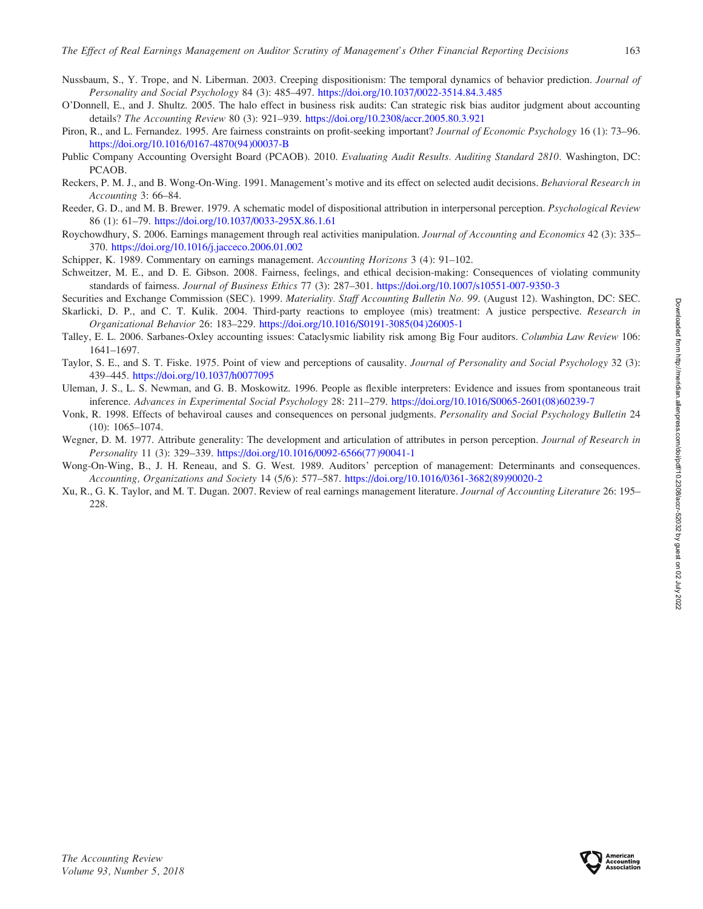Nussbaum, S., Y. Trope, and N. Liberman. 2003. Creeping dispositionism: The temporal dynamics of behavior prediction. *Journal of Personality and Social Psychology* 84 (3): 485–497. https://doi.org/10.1037/0022-3514.84.3.485

O'Donnell, E., and J. Shultz. 2005. The halo effect in business risk audits: Can strategic risk bias auditor judgment about accounting details? *The Accounting Review* 80 (3): 921–939. https://doi.org/10.2308/accr.2005.80.3.921

Piron, R., and L. Fernandez. 1995. Are fairness constraints on profit-seeking important? *Journal of Economic Psychology* 16 (1): 73–96. https://doi.org/10.1016/0167-4870(94)00037-B

Public Company Accounting Oversight Board (PCAOB). 2010. *Evaluating Audit Results. Auditing Standard 2810*. Washington, DC: PCAOB.

Reckers, P. M. J., and B. Wong-On-Wing. 1991. Management's motive and its effect on selected audit decisions. *Behavioral Research in Accounting* 3: 66–84.

Reeder, G. D., and M. B. Brewer. 1979. A schematic model of dispositional attribution in interpersonal perception. *Psychological Review* 86 (1): 61–79. https://doi.org/10.1037/0033-295X.86.1.61

Roychowdhury, S. 2006. Earnings management through real activities manipulation. *Journal of Accounting and Economics* 42 (3): 335–370. https://doi.org/10.1016/j.jacceco.2006.01.002

Schipper, K. 1989. Commentary on earnings management. *Accounting Horizons* 3 (4): 91–102.

Schweitzer, M. E., and D. E. Gibson. 2008. Fairness, feelings, and ethical decision-making: Consequences of violating community standards of fairness. *Journal of Business Ethics* 77 (3): 287–301. https://doi.org/10.1007/s10551-007-9350-3

Securities and Exchange Commission (SEC). 1999. *Materiality. Staff Accounting Bulletin No. 99*. (August 12). Washington, DC: SEC.

Skarlicki, D. P., and C. T. Kulik. 2004. Third-party reactions to employee (mis) treatment: A justice perspective. *Research in Organizational Behavior* 26: 183–229. https://doi.org/10.1016/S0191-3085(04)26005-1

Talley, E. L. 2006. Sarbanes-Oxley accounting issues: Cataclysmic liability risk among Big Four auditors. *Columbia Law Review* 106: 1641–1697.

Taylor, S. E., and S. T. Fiske. 1975. Point of view and perceptions of causality. *Journal of Personality and Social Psychology* 32 (3): 439–445. https://doi.org/10.1037/h0077095

Uleman, J. S., L. S. Newman, and G. B. Moskowitz. 1996. People as flexible interpreters: Evidence and issues from spontaneous trait inference. *Advances in Experimental Social Psychology* 28: 211–279. https://doi.org/10.1016/S0065-2601(08)60239-7

Vonk, R. 1998. Effects of behaviroal causes and consequences on personal judgments. *Personality and Social Psychology Bulletin* 24 (10): 1065–1074.

Wegner, D. M. 1977. Attribute generality: The development and articulation of attributes in person perception. *Journal of Research in Personality* 11 (3): 329–339. https://doi.org/10.1016/0092-6566(77)90041-1

Wong-On-Wing, B., J. H. Reneau, and S. G. West. 1989. Auditors' perception of management: Determinants and consequences. *Accounting, Organizations and Society* 14 (5/6): 577–587. https://doi.org/10.1016/0361-3682(89)90020-2

Xu, R., G. K. Taylor, and M. T. Dugan. 2007. Review of real earnings management literature. *Journal of Accounting Literature* 26: 195–228.